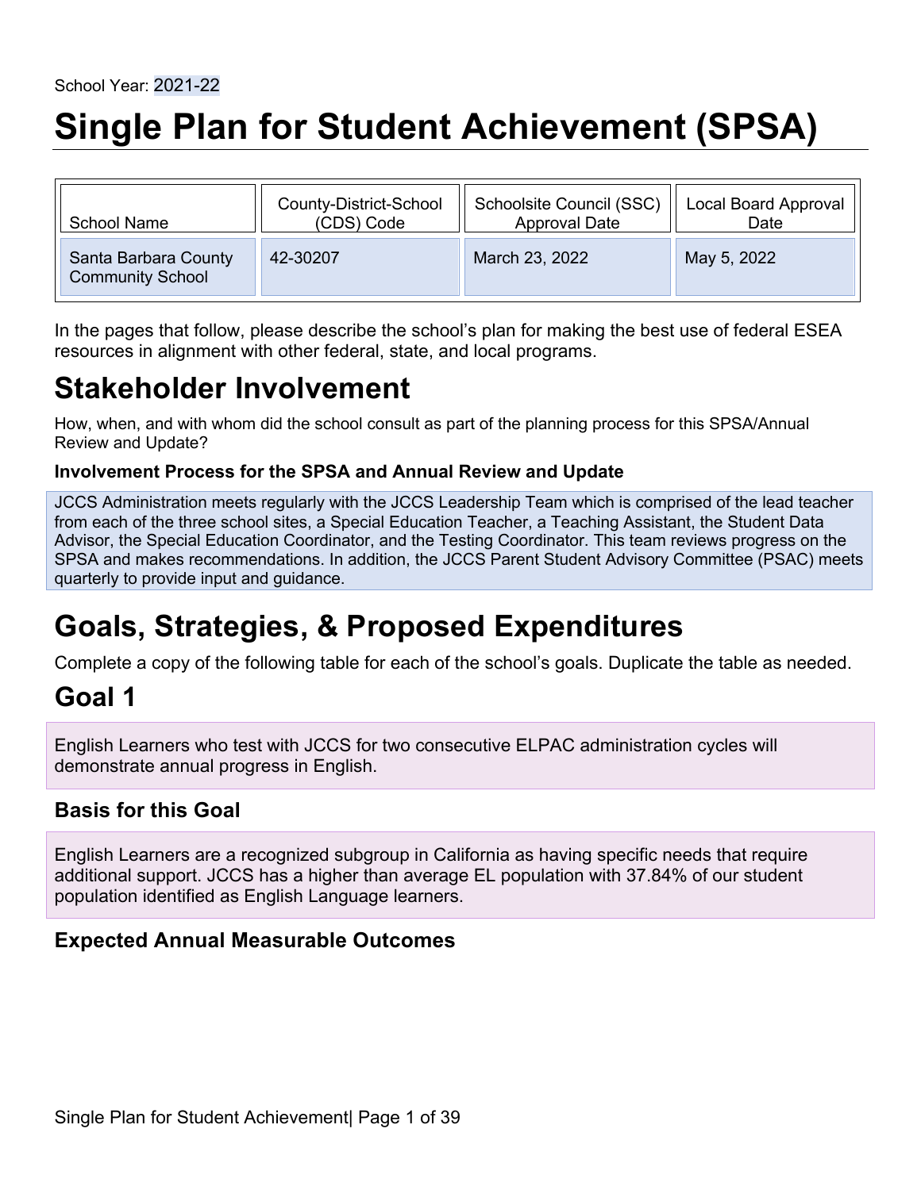School Year: 2021-22

# Single Plan for Student Achievement (SPSA)

| School Name | County-District-School (CDS) Code | Schoolsite Council (SSC) Approval Date | Local Board Approval Date |
| --- | --- | --- | --- |
| Santa Barbara County Community School | 42-30207 | March 23, 2022 | May 5, 2022 |

In the pages that follow, please describe the school's plan for making the best use of federal ESEA resources in alignment with other federal, state, and local programs.

# Stakeholder Involvement

How, when, and with whom did the school consult as part of the planning process for this SPSA/Annual Review and Update?

### Involvement Process for the SPSA and Annual Review and Update

JCCS Administration meets regularly with the JCCS Leadership Team which is comprised of the lead teacher from each of the three school sites, a Special Education Teacher, a Teaching Assistant, the Student Data Advisor, the Special Education Coordinator, and the Testing Coordinator. This team reviews progress on the SPSA and makes recommendations. In addition, the JCCS Parent Student Advisory Committee (PSAC) meets quarterly to provide input and guidance.

# Goals, Strategies, & Proposed Expenditures

Complete a copy of the following table for each of the school's goals. Duplicate the table as needed.

## Goal 1

English Learners who test with JCCS for two consecutive ELPAC administration cycles will demonstrate annual progress in English.

### Basis for this Goal

English Learners are a recognized subgroup in California as having specific needs that require additional support. JCCS has a higher than average EL population with 37.84% of our student population identified as English Language learners.

### Expected Annual Measurable Outcomes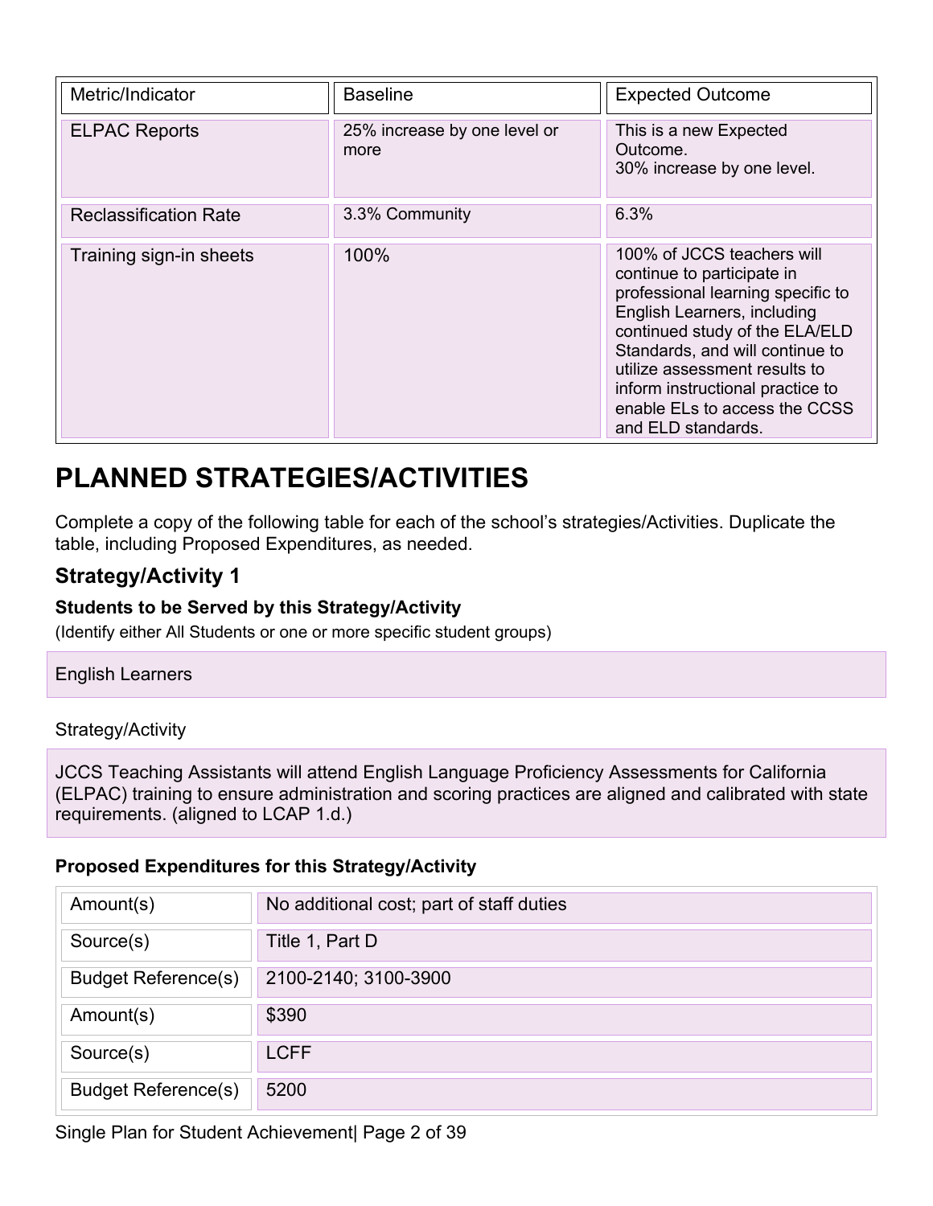| Metric/Indicator | Baseline | Expected Outcome |
| --- | --- | --- |
| ELPAC Reports | 25% increase by one level or more | This is a new Expected Outcome.<br>30% increase by one level. |
| Reclassification Rate | 3.3% Community | 6.3% |
| Training sign-in sheets | 100% | 100% of JCCS teachers will continue to participate in professional learning specific to English Learners, including continued study of the ELA/ELD Standards, and will continue to utilize assessment results to inform instructional practice to enable ELs to access the CCSS and ELD standards. |

# PLANNED STRATEGIES/ACTIVITIES

Complete a copy of the following table for each of the school's strategies/Activities. Duplicate the table, including Proposed Expenditures, as needed.

## Strategy/Activity 1

### Students to be Served by this Strategy/Activity

(Identify either All Students or one or more specific student groups)

English Learners

Strategy/Activity

JCCS Teaching Assistants will attend English Language Proficiency Assessments for California (ELPAC) training to ensure administration and scoring practices are aligned and calibrated with state requirements. (aligned to LCAP 1.d.)

### Proposed Expenditures for this Strategy/Activity

| | |
| --- | --- |
| Amount(s) | No additional cost; part of staff duties |
| Source(s) | Title 1, Part D |
| Budget Reference(s) | 2100-2140; 3100-3900 |
| Amount(s) | $390 |
| Source(s) | LCFF |
| Budget Reference(s) | 5200 |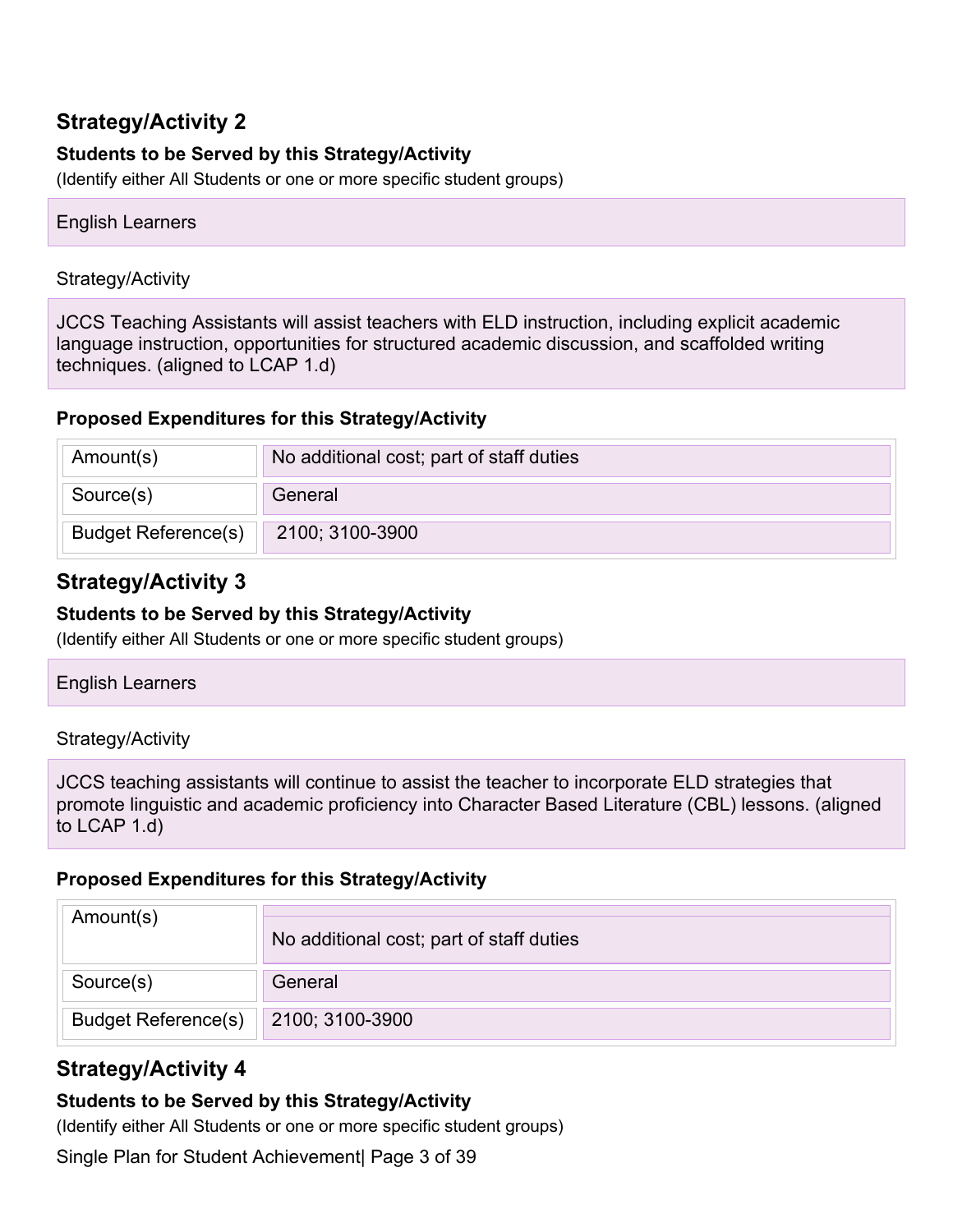## Strategy/Activity 2

**Students to be Served by this Strategy/Activity**

(Identify either All Students or one or more specific student groups)

English Learners

Strategy/Activity

JCCS Teaching Assistants will assist teachers with ELD instruction, including explicit academic language instruction, opportunities for structured academic discussion, and scaffolded writing techniques. (aligned to LCAP 1.d)

**Proposed Expenditures for this Strategy/Activity**

| | |
|---|---|
| Amount(s) | No additional cost; part of staff duties |
| Source(s) | General |
| Budget Reference(s) | 2100; 3100-3900 |

## Strategy/Activity 3

**Students to be Served by this Strategy/Activity**

(Identify either All Students or one or more specific student groups)

English Learners

Strategy/Activity

JCCS teaching assistants will continue to assist the teacher to incorporate ELD strategies that promote linguistic and academic proficiency into Character Based Literature (CBL) lessons. (aligned to LCAP 1.d)

**Proposed Expenditures for this Strategy/Activity**

| | |
|---|---|
| Amount(s) | No additional cost; part of staff duties |
| Source(s) | General |
| Budget Reference(s) | 2100; 3100-3900 |

## Strategy/Activity 4

**Students to be Served by this Strategy/Activity**

(Identify either All Students or one or more specific student groups)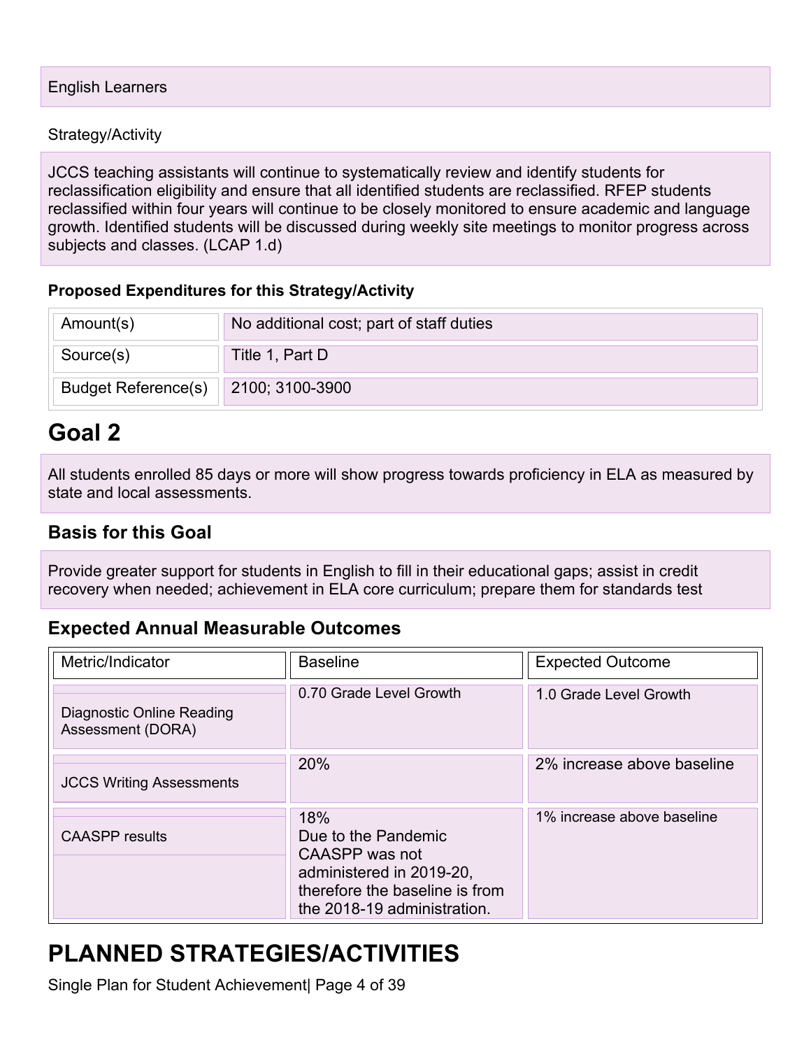English Learners

Strategy/Activity

JCCS teaching assistants will continue to systematically review and identify students for reclassification eligibility and ensure that all identified students are reclassified. RFEP students reclassified within four years will continue to be closely monitored to ensure academic and language growth. Identified students will be discussed during weekly site meetings to monitor progress across subjects and classes. (LCAP 1.d)

**Proposed Expenditures for this Strategy/Activity**

| | |
|---|---|
| Amount(s) | No additional cost; part of staff duties |
| Source(s) | Title 1, Part D |
| Budget Reference(s) | 2100; 3100-3900 |

# Goal 2

All students enrolled 85 days or more will show progress towards proficiency in ELA as measured by state and local assessments.

## Basis for this Goal

Provide greater support for students in English to fill in their educational gaps; assist in credit recovery when needed; achievement in ELA core curriculum; prepare them for standards test

## Expected Annual Measurable Outcomes

| Metric/Indicator | Baseline | Expected Outcome |
|---|---|---|
| Diagnostic Online Reading Assessment (DORA) | 0.70 Grade Level Growth | 1.0 Grade Level Growth |
| JCCS Writing Assessments | 20% | 2% increase above baseline |
| CAASPP results | 18% Due to the Pandemic CAASPP was not administered in 2019-20, therefore the baseline is from the 2018-19 administration. | 1% increase above baseline |

# PLANNED STRATEGIES/ACTIVITIES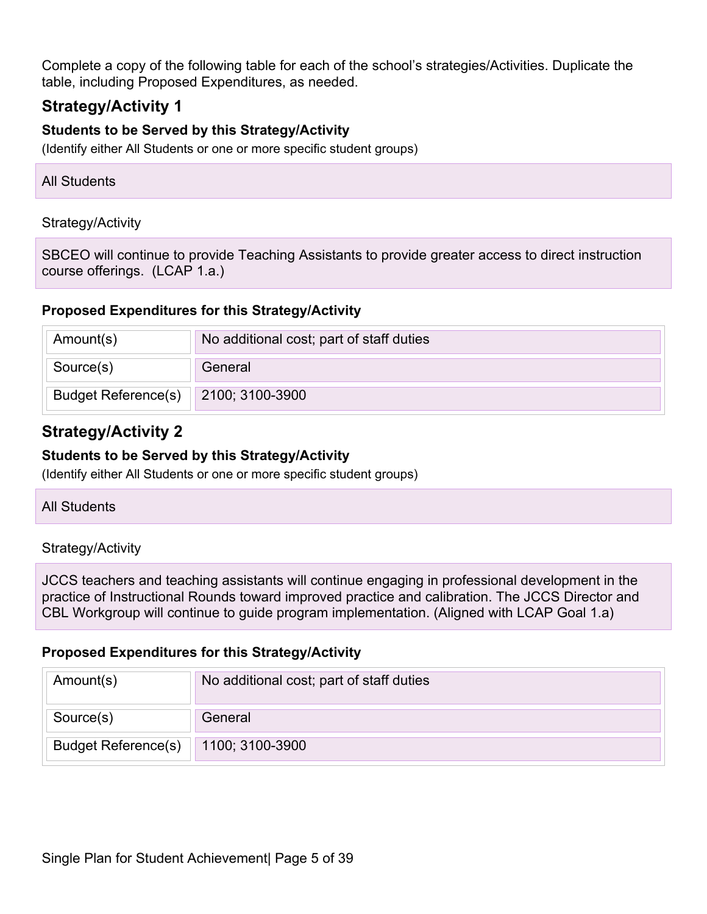Complete a copy of the following table for each of the school's strategies/Activities. Duplicate the table, including Proposed Expenditures, as needed.

## Strategy/Activity 1

### Students to be Served by this Strategy/Activity

(Identify either All Students or one or more specific student groups)

All Students

Strategy/Activity

SBCEO will continue to provide Teaching Assistants to provide greater access to direct instruction course offerings. (LCAP 1.a.)

### Proposed Expenditures for this Strategy/Activity

| | |
|---|---|
| Amount(s) | No additional cost; part of staff duties |
| Source(s) | General |
| Budget Reference(s) | 2100; 3100-3900 |

## Strategy/Activity 2

### Students to be Served by this Strategy/Activity

(Identify either All Students or one or more specific student groups)

All Students

Strategy/Activity

JCCS teachers and teaching assistants will continue engaging in professional development in the practice of Instructional Rounds toward improved practice and calibration. The JCCS Director and CBL Workgroup will continue to guide program implementation. (Aligned with LCAP Goal 1.a)

### Proposed Expenditures for this Strategy/Activity

| | |
|---|---|
| Amount(s) | No additional cost; part of staff duties |
| Source(s) | General |
| Budget Reference(s) | 1100; 3100-3900 |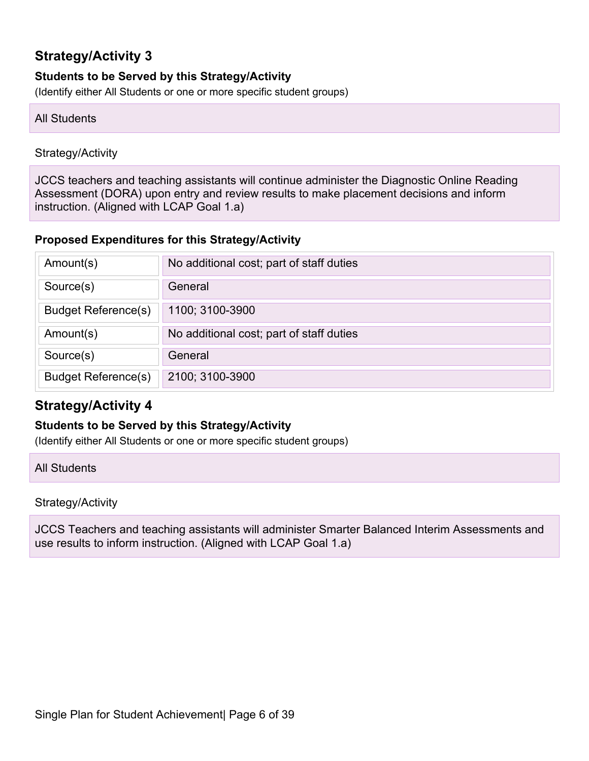## Strategy/Activity 3

**Students to be Served by this Strategy/Activity**

(Identify either All Students or one or more specific student groups)

All Students

Strategy/Activity

JCCS teachers and teaching assistants will continue administer the Diagnostic Online Reading Assessment (DORA) upon entry and review results to make placement decisions and inform instruction. (Aligned with LCAP Goal 1.a)

**Proposed Expenditures for this Strategy/Activity**

| | |
|---|---|
| Amount(s) | No additional cost; part of staff duties |
| Source(s) | General |
| Budget Reference(s) | 1100; 3100-3900 |
| Amount(s) | No additional cost; part of staff duties |
| Source(s) | General |
| Budget Reference(s) | 2100; 3100-3900 |

## Strategy/Activity 4

**Students to be Served by this Strategy/Activity**

(Identify either All Students or one or more specific student groups)

All Students

Strategy/Activity

JCCS Teachers and teaching assistants will administer Smarter Balanced Interim Assessments and use results to inform instruction. (Aligned with LCAP Goal 1.a)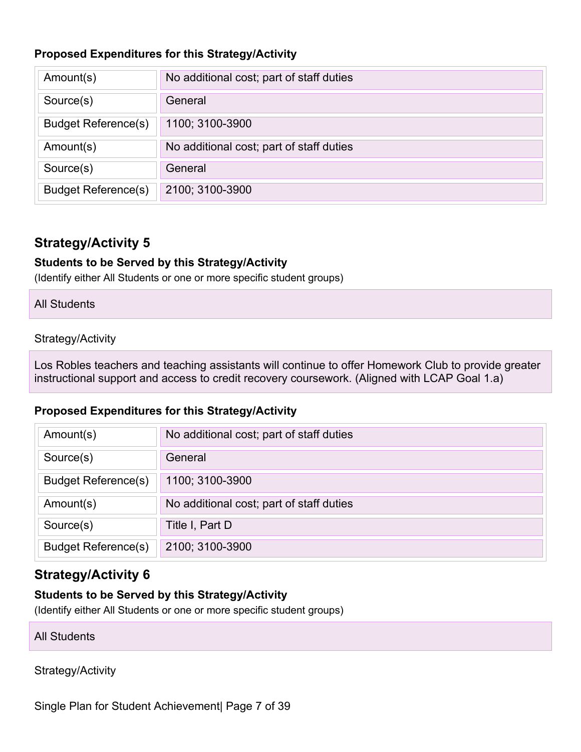#### Proposed Expenditures for this Strategy/Activity

| Amount(s) | No additional cost; part of staff duties |
| --- | --- |
| Source(s) | General |
| Budget Reference(s) | 1100; 3100-3900 |
| Amount(s) | No additional cost; part of staff duties |
| Source(s) | General |
| Budget Reference(s) | 2100; 3100-3900 |

## Strategy/Activity 5

#### Students to be Served by this Strategy/Activity

(Identify either All Students or one or more specific student groups)

All Students

Strategy/Activity

Los Robles teachers and teaching assistants will continue to offer Homework Club to provide greater instructional support and access to credit recovery coursework. (Aligned with LCAP Goal 1.a)

#### Proposed Expenditures for this Strategy/Activity

| Amount(s) | No additional cost; part of staff duties |
| --- | --- |
| Source(s) | General |
| Budget Reference(s) | 1100; 3100-3900 |
| Amount(s) | No additional cost; part of staff duties |
| Source(s) | Title I, Part D |
| Budget Reference(s) | 2100; 3100-3900 |

## Strategy/Activity 6

#### Students to be Served by this Strategy/Activity

(Identify either All Students or one or more specific student groups)

All Students

Strategy/Activity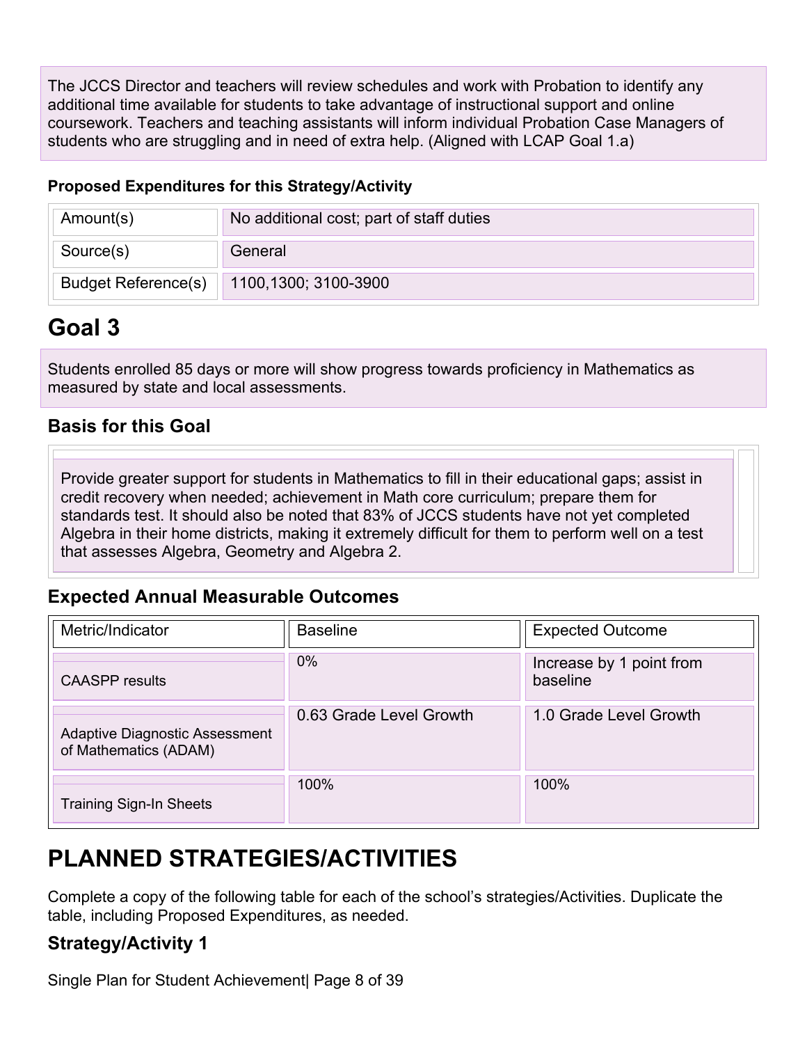The JCCS Director and teachers will review schedules and work with Probation to identify any additional time available for students to take advantage of instructional support and online coursework. Teachers and teaching assistants will inform individual Probation Case Managers of students who are struggling and in need of extra help. (Aligned with LCAP Goal 1.a)

### Proposed Expenditures for this Strategy/Activity

| | |
|---|---|
| Amount(s) | No additional cost; part of staff duties |
| Source(s) | General |
| Budget Reference(s) | 1100,1300; 3100-3900 |

# Goal 3

Students enrolled 85 days or more will show progress towards proficiency in Mathematics as measured by state and local assessments.

## Basis for this Goal

Provide greater support for students in Mathematics to fill in their educational gaps; assist in credit recovery when needed; achievement in Math core curriculum; prepare them for standards test. It should also be noted that 83% of JCCS students have not yet completed Algebra in their home districts, making it extremely difficult for them to perform well on a test that assesses Algebra, Geometry and Algebra 2.

## Expected Annual Measurable Outcomes

| Metric/Indicator | Baseline | Expected Outcome |
|---|---|---|
| CAASPP results | 0% | Increase by 1 point from baseline |
| Adaptive Diagnostic Assessment of Mathematics (ADAM) | 0.63 Grade Level Growth | 1.0 Grade Level Growth |
| Training Sign-In Sheets | 100% | 100% |

# PLANNED STRATEGIES/ACTIVITIES

Complete a copy of the following table for each of the school's strategies/Activities. Duplicate the table, including Proposed Expenditures, as needed.

## Strategy/Activity 1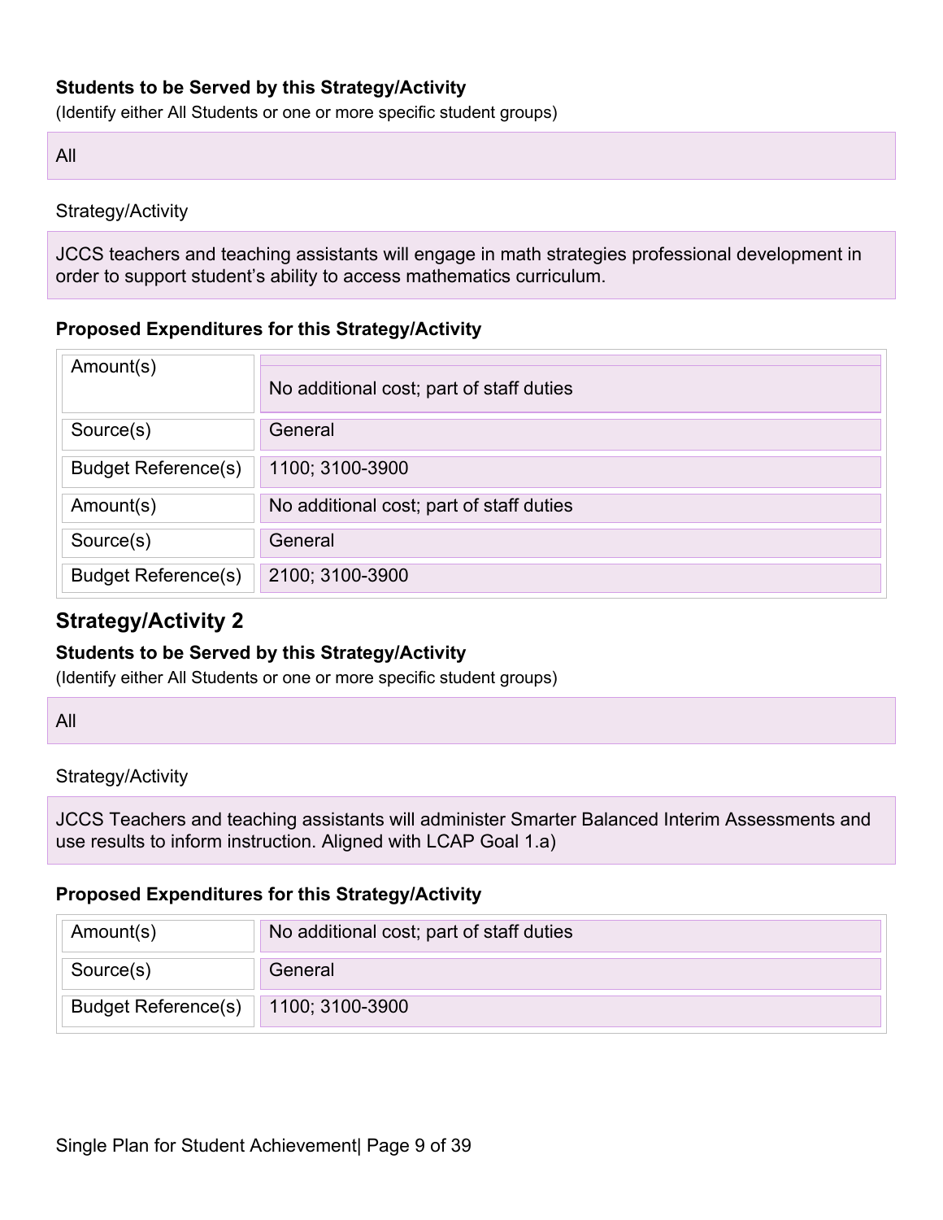**Students to be Served by this Strategy/Activity**
(Identify either All Students or one or more specific student groups)

All

Strategy/Activity

JCCS teachers and teaching assistants will engage in math strategies professional development in order to support student's ability to access mathematics curriculum.

**Proposed Expenditures for this Strategy/Activity**

| | |
|---|---|
| Amount(s) | No additional cost; part of staff duties |
| Source(s) | General |
| Budget Reference(s) | 1100; 3100-3900 |
| Amount(s) | No additional cost; part of staff duties |
| Source(s) | General |
| Budget Reference(s) | 2100; 3100-3900 |

## Strategy/Activity 2

**Students to be Served by this Strategy/Activity**
(Identify either All Students or one or more specific student groups)

All

Strategy/Activity

JCCS Teachers and teaching assistants will administer Smarter Balanced Interim Assessments and use results to inform instruction. Aligned with LCAP Goal 1.a)

**Proposed Expenditures for this Strategy/Activity**

| | |
|---|---|
| Amount(s) | No additional cost; part of staff duties |
| Source(s) | General |
| Budget Reference(s) | 1100; 3100-3900 |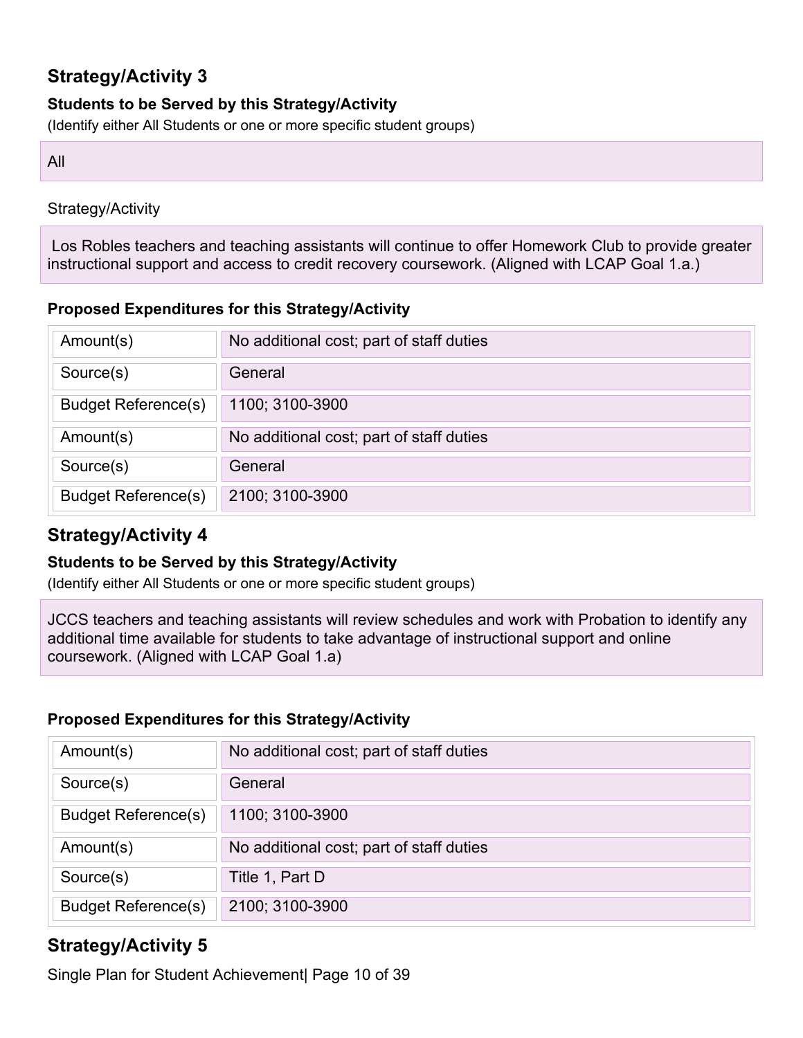## Strategy/Activity 3

**Students to be Served by this Strategy/Activity**

(Identify either All Students or one or more specific student groups)

All

Strategy/Activity

Los Robles teachers and teaching assistants will continue to offer Homework Club to provide greater instructional support and access to credit recovery coursework. (Aligned with LCAP Goal 1.a.)

**Proposed Expenditures for this Strategy/Activity**

| | |
|---|---|
| Amount(s) | No additional cost; part of staff duties |
| Source(s) | General |
| Budget Reference(s) | 1100; 3100-3900 |
| Amount(s) | No additional cost; part of staff duties |
| Source(s) | General |
| Budget Reference(s) | 2100; 3100-3900 |

## Strategy/Activity 4

**Students to be Served by this Strategy/Activity**

(Identify either All Students or one or more specific student groups)

JCCS teachers and teaching assistants will review schedules and work with Probation to identify any additional time available for students to take advantage of instructional support and online coursework. (Aligned with LCAP Goal 1.a)

**Proposed Expenditures for this Strategy/Activity**

| | |
|---|---|
| Amount(s) | No additional cost; part of staff duties |
| Source(s) | General |
| Budget Reference(s) | 1100; 3100-3900 |
| Amount(s) | No additional cost; part of staff duties |
| Source(s) | Title 1, Part D |
| Budget Reference(s) | 2100; 3100-3900 |

## Strategy/Activity 5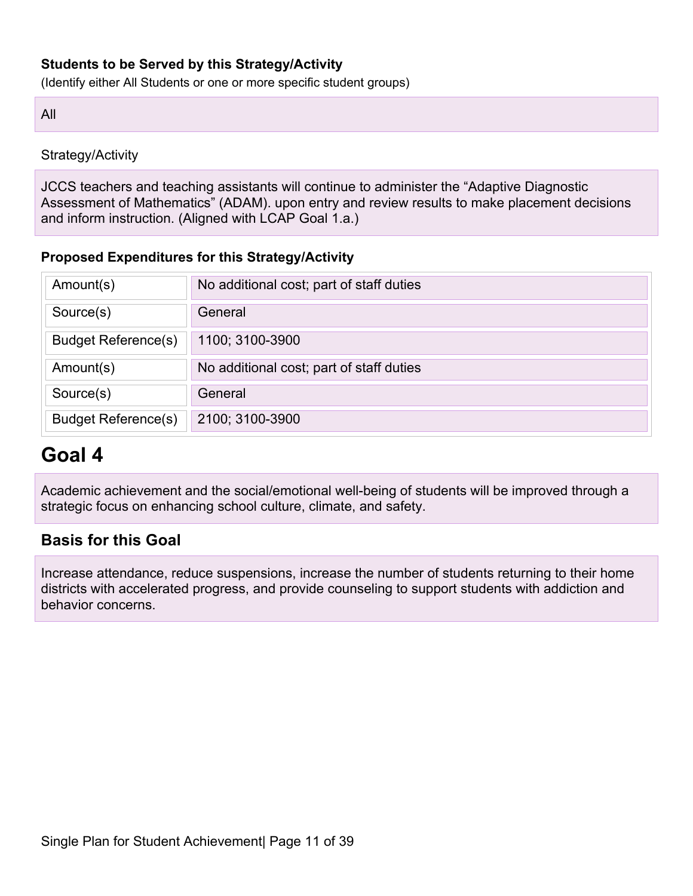**Students to be Served by this Strategy/Activity**

(Identify either All Students or one or more specific student groups)

All

Strategy/Activity

JCCS teachers and teaching assistants will continue to administer the "Adaptive Diagnostic Assessment of Mathematics" (ADAM). upon entry and review results to make placement decisions and inform instruction. (Aligned with LCAP Goal 1.a.)

**Proposed Expenditures for this Strategy/Activity**

| | |
|---|---|
| Amount(s) | No additional cost; part of staff duties |
| Source(s) | General |
| Budget Reference(s) | 1100; 3100-3900 |
| Amount(s) | No additional cost; part of staff duties |
| Source(s) | General |
| Budget Reference(s) | 2100; 3100-3900 |

# Goal 4

Academic achievement and the social/emotional well-being of students will be improved through a strategic focus on enhancing school culture, climate, and safety.

## Basis for this Goal

Increase attendance, reduce suspensions, increase the number of students returning to their home districts with accelerated progress, and provide counseling to support students with addiction and behavior concerns.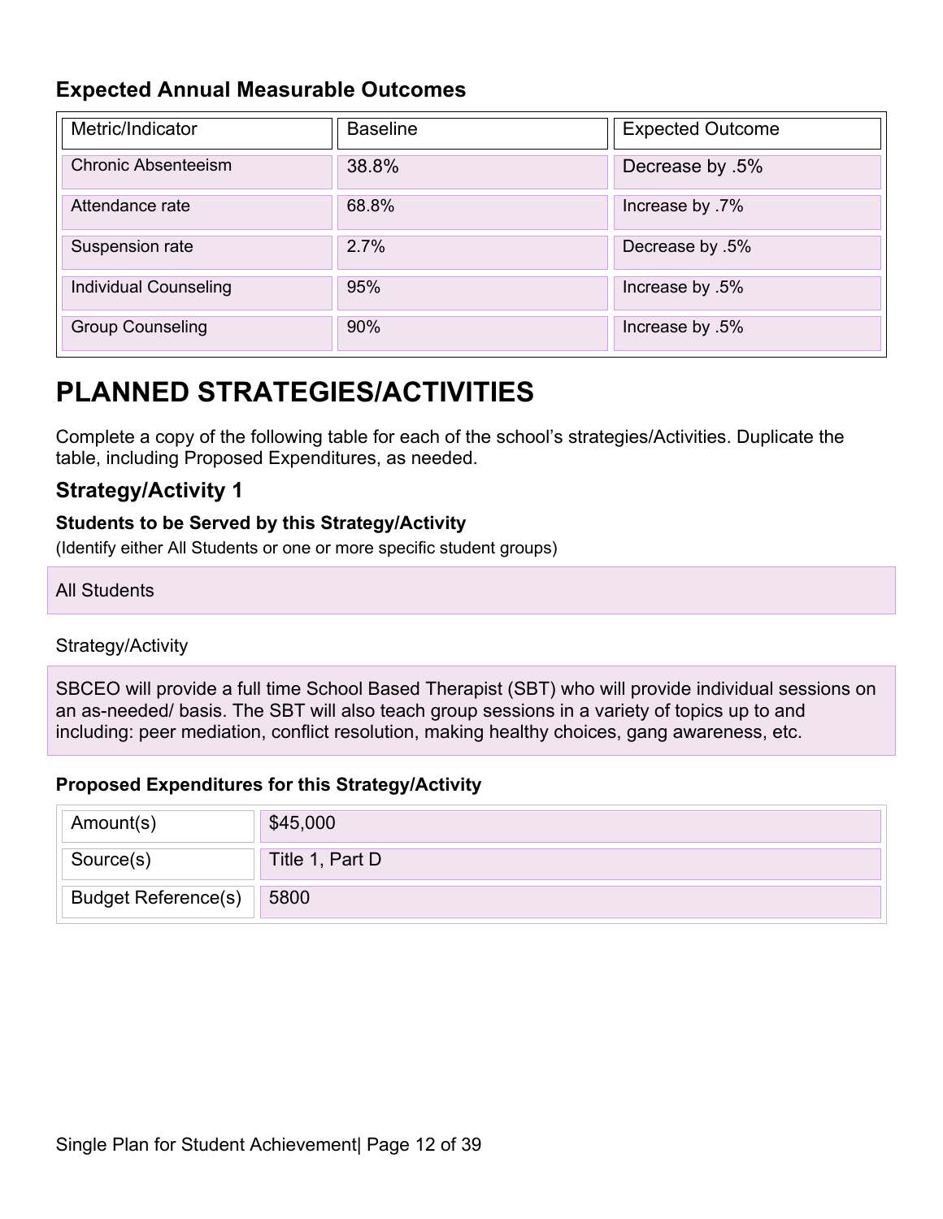### Expected Annual Measurable Outcomes

| Metric/Indicator | Baseline | Expected Outcome |
|---|---|---|
| Chronic Absenteeism | 38.8% | Decrease by .5% |
| Attendance rate | 68.8% | Increase by .7% |
| Suspension rate | 2.7% | Decrease by .5% |
| Individual Counseling | 95% | Increase by .5% |
| Group Counseling | 90% | Increase by .5% |

# PLANNED STRATEGIES/ACTIVITIES

Complete a copy of the following table for each of the school's strategies/Activities. Duplicate the table, including Proposed Expenditures, as needed.

## Strategy/Activity 1

#### Students to be Served by this Strategy/Activity

(Identify either All Students or one or more specific student groups)

All Students

Strategy/Activity

SBCEO will provide a full time School Based Therapist (SBT) who will provide individual sessions on an as-needed/ basis. The SBT will also teach group sessions in a variety of topics up to and including: peer mediation, conflict resolution, making healthy choices, gang awareness, etc.

#### Proposed Expenditures for this Strategy/Activity

| Amount(s) | $45,000 |
|---|---|
| Source(s) | Title 1, Part D |
| Budget Reference(s) | 5800 |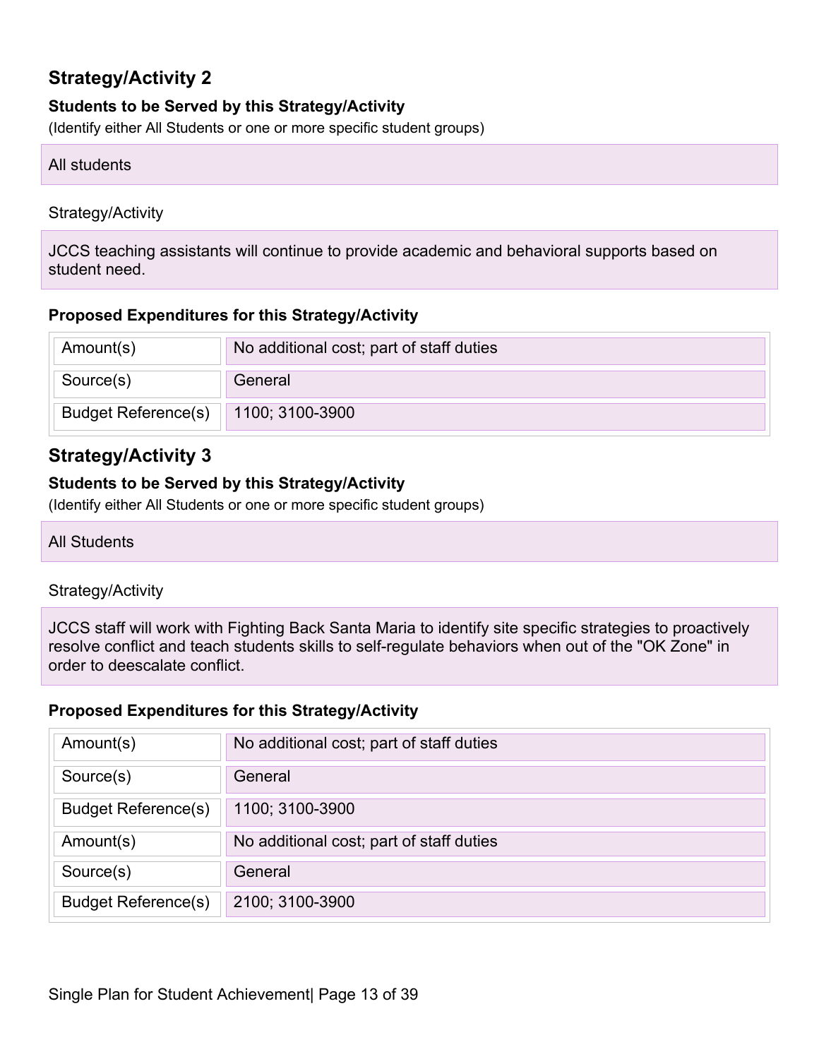## Strategy/Activity 2

**Students to be Served by this Strategy/Activity**

(Identify either All Students or one or more specific student groups)

All students

Strategy/Activity

JCCS teaching assistants will continue to provide academic and behavioral supports based on student need.

**Proposed Expenditures for this Strategy/Activity**

| | |
|---|---|
| Amount(s) | No additional cost; part of staff duties |
| Source(s) | General |
| Budget Reference(s) | 1100; 3100-3900 |

## Strategy/Activity 3

**Students to be Served by this Strategy/Activity**

(Identify either All Students or one or more specific student groups)

All Students

Strategy/Activity

JCCS staff will work with Fighting Back Santa Maria to identify site specific strategies to proactively resolve conflict and teach students skills to self-regulate behaviors when out of the "OK Zone" in order to deescalate conflict.

**Proposed Expenditures for this Strategy/Activity**

| | |
|---|---|
| Amount(s) | No additional cost; part of staff duties |
| Source(s) | General |
| Budget Reference(s) | 1100; 3100-3900 |
| Amount(s) | No additional cost; part of staff duties |
| Source(s) | General |
| Budget Reference(s) | 2100; 3100-3900 |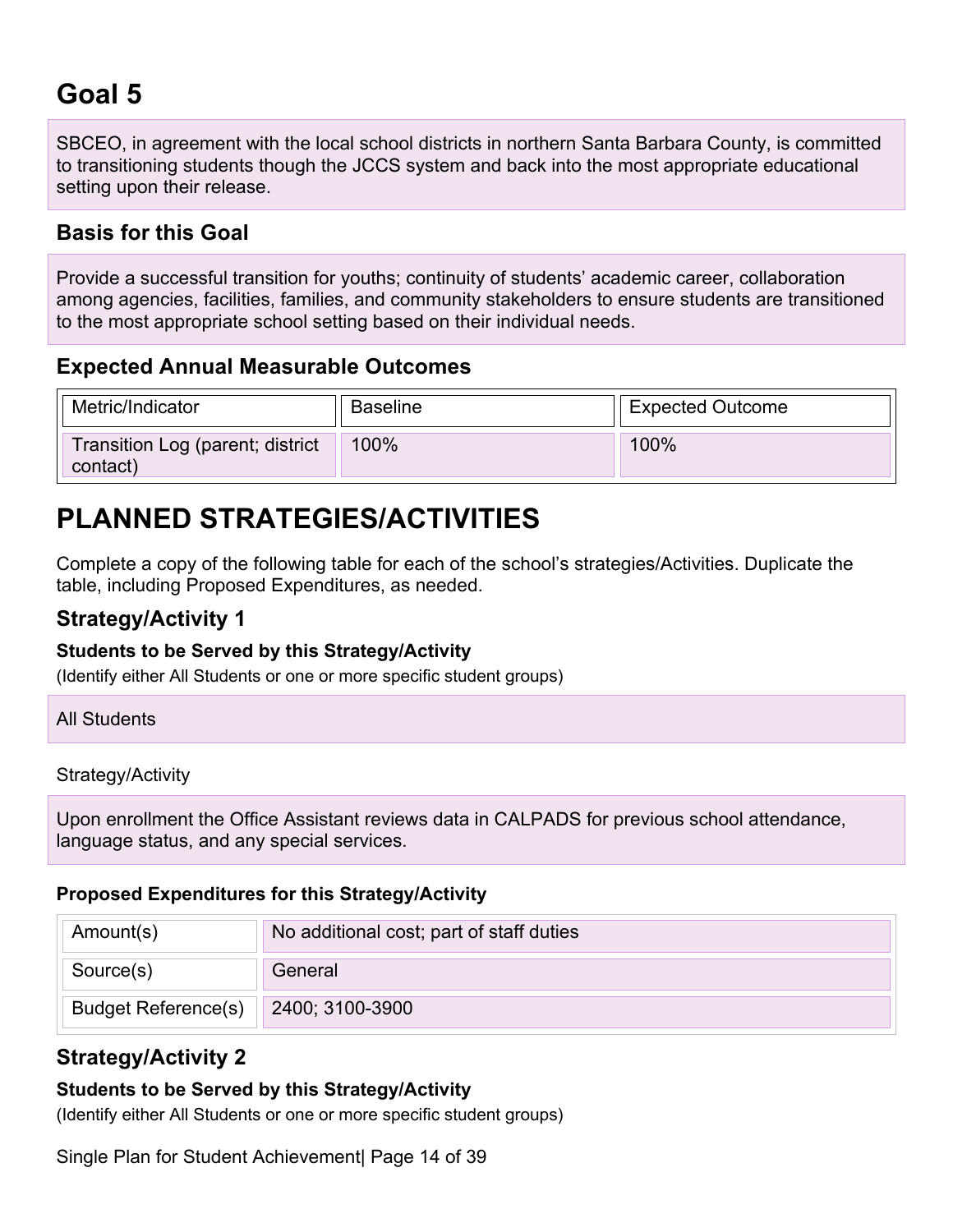# Goal 5

SBCEO, in agreement with the local school districts in northern Santa Barbara County, is committed to transitioning students though the JCCS system and back into the most appropriate educational setting upon their release.

### Basis for this Goal

Provide a successful transition for youths; continuity of students' academic career, collaboration among agencies, facilities, families, and community stakeholders to ensure students are transitioned to the most appropriate school setting based on their individual needs.

### Expected Annual Measurable Outcomes

| Metric/Indicator | Baseline | Expected Outcome |
|---|---|---|
| Transition Log (parent; district contact) | 100% | 100% |

# PLANNED STRATEGIES/ACTIVITIES

Complete a copy of the following table for each of the school's strategies/Activities. Duplicate the table, including Proposed Expenditures, as needed.

## Strategy/Activity 1

**Students to be Served by this Strategy/Activity**

(Identify either All Students or one or more specific student groups)

All Students

Strategy/Activity

Upon enrollment the Office Assistant reviews data in CALPADS for previous school attendance, language status, and any special services.

**Proposed Expenditures for this Strategy/Activity**

| | |
|---|---|
| Amount(s) | No additional cost; part of staff duties |
| Source(s) | General |
| Budget Reference(s) | 2400; 3100-3900 |

## Strategy/Activity 2

**Students to be Served by this Strategy/Activity**

(Identify either All Students or one or more specific student groups)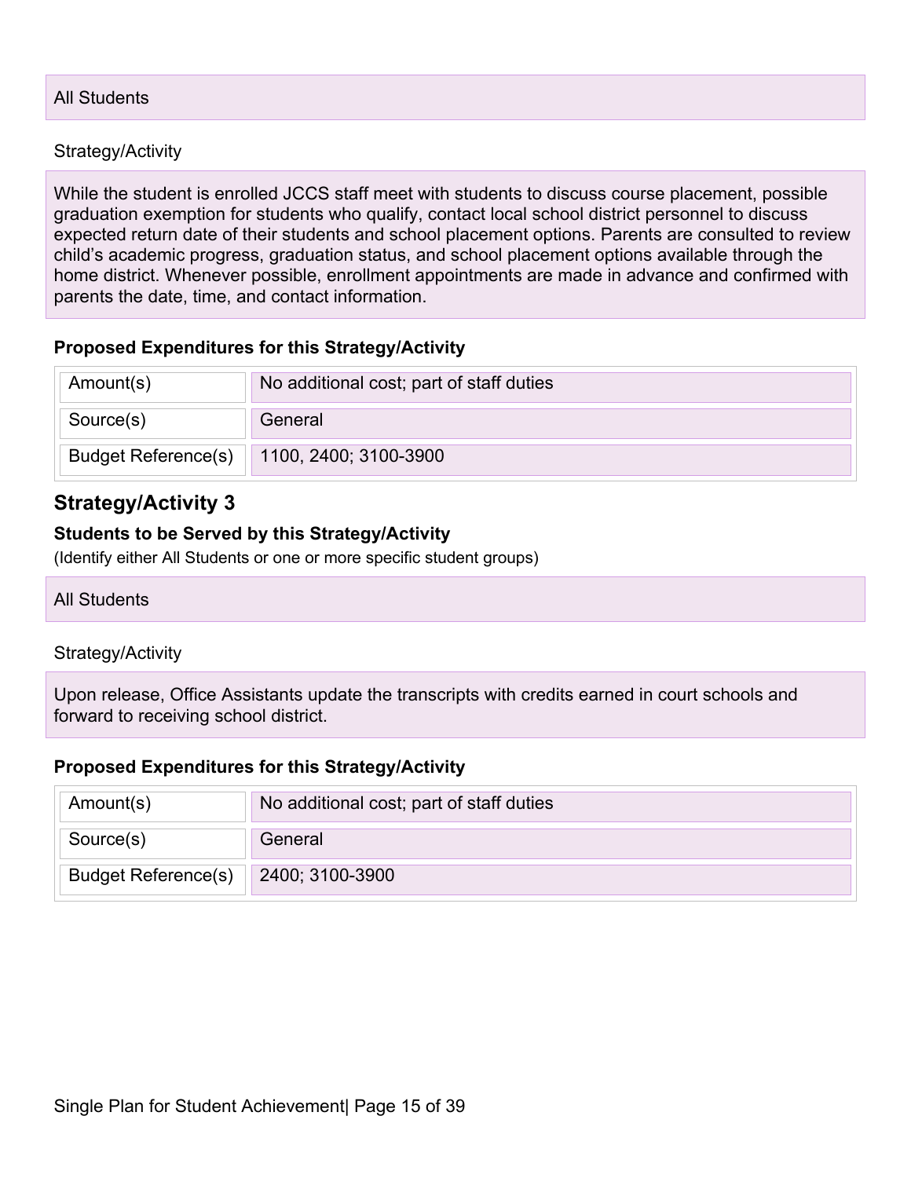All Students

Strategy/Activity

While the student is enrolled JCCS staff meet with students to discuss course placement, possible graduation exemption for students who qualify, contact local school district personnel to discuss expected return date of their students and school placement options. Parents are consulted to review child's academic progress, graduation status, and school placement options available through the home district. Whenever possible, enrollment appointments are made in advance and confirmed with parents the date, time, and contact information.

**Proposed Expenditures for this Strategy/Activity**

| | |
|---|---|
| Amount(s) | No additional cost; part of staff duties |
| Source(s) | General |
| Budget Reference(s) | 1100, 2400; 3100-3900 |

## Strategy/Activity 3

**Students to be Served by this Strategy/Activity**

(Identify either All Students or one or more specific student groups)

All Students

Strategy/Activity

Upon release, Office Assistants update the transcripts with credits earned in court schools and forward to receiving school district.

**Proposed Expenditures for this Strategy/Activity**

| | |
|---|---|
| Amount(s) | No additional cost; part of staff duties |
| Source(s) | General |
| Budget Reference(s) | 2400; 3100-3900 |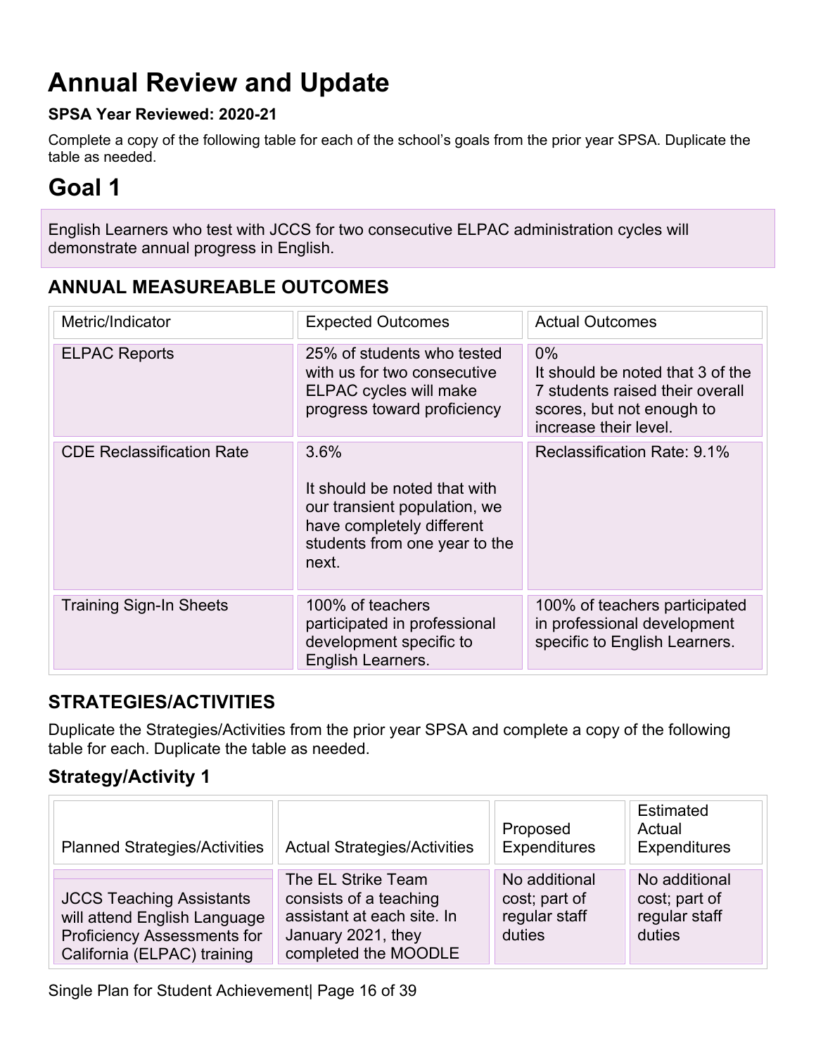# Annual Review and Update

**SPSA Year Reviewed: 2020-21**

Complete a copy of the following table for each of the school's goals from the prior year SPSA. Duplicate the table as needed.

# Goal 1

English Learners who test with JCCS for two consecutive ELPAC administration cycles will demonstrate annual progress in English.

## ANNUAL MEASUREABLE OUTCOMES

| Metric/Indicator | Expected Outcomes | Actual Outcomes |
|---|---|---|
| ELPAC Reports | 25% of students who tested with us for two consecutive ELPAC cycles will make progress toward proficiency | 0%<br>It should be noted that 3 of the 7 students raised their overall scores, but not enough to increase their level. |
| CDE Reclassification Rate | 3.6%<br><br>It should be noted that with our transient population, we have completely different students from one year to the next. | Reclassification Rate: 9.1% |
| Training Sign-In Sheets | 100% of teachers participated in professional development specific to English Learners. | 100% of teachers participated in professional development specific to English Learners. |

## STRATEGIES/ACTIVITIES

Duplicate the Strategies/Activities from the prior year SPSA and complete a copy of the following table for each. Duplicate the table as needed.

### Strategy/Activity 1

| Planned Strategies/Activities | Actual Strategies/Activities | Proposed Expenditures | Estimated Actual Expenditures |
|---|---|---|---|
| JCCS Teaching Assistants will attend English Language Proficiency Assessments for California (ELPAC) training | The EL Strike Team consists of a teaching assistant at each site. In January 2021, they completed the MOODLE | No additional cost; part of regular staff duties | No additional cost; part of regular staff duties |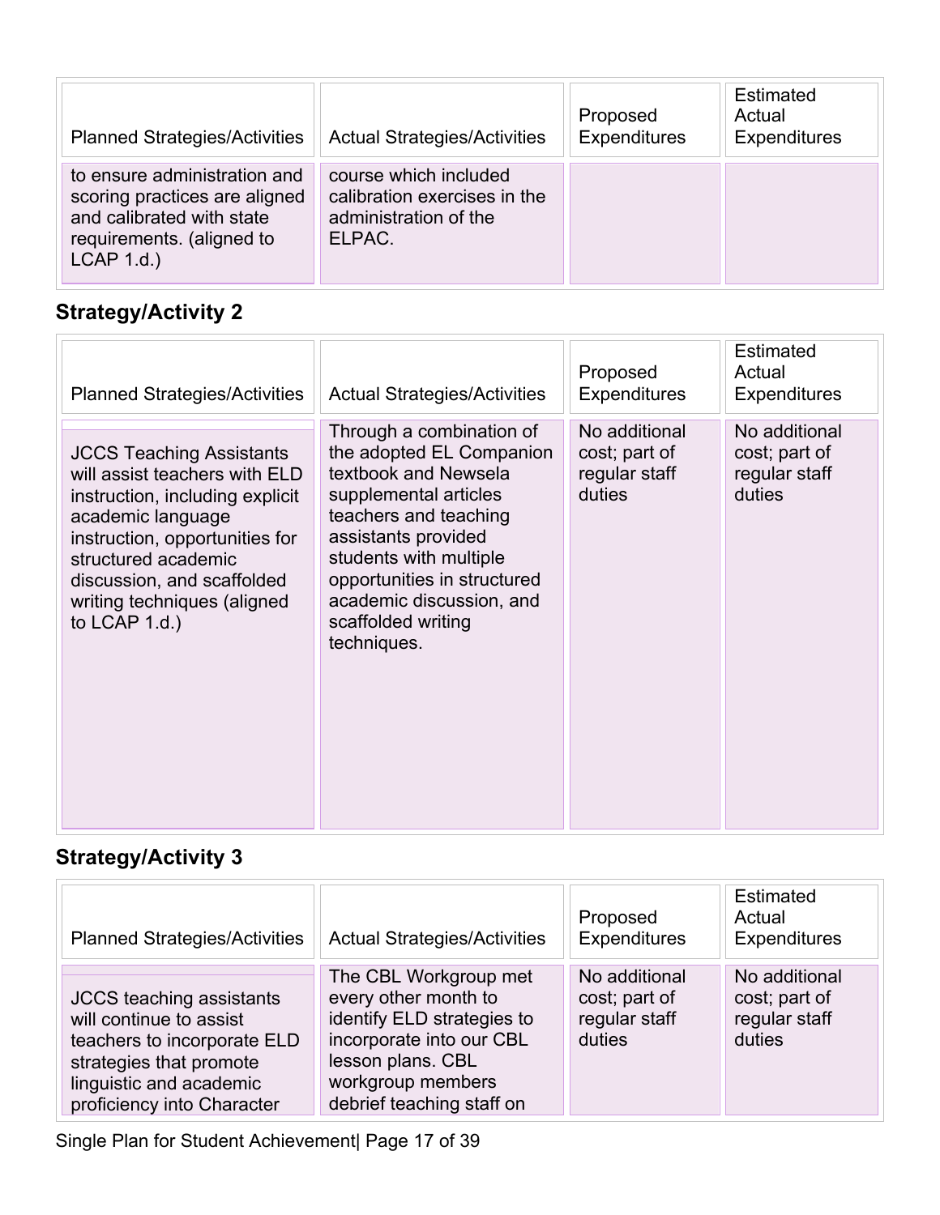| Planned Strategies/Activities | Actual Strategies/Activities | Proposed Expenditures | Estimated Actual Expenditures |
|---|---|---|---|
| to ensure administration and scoring practices are aligned and calibrated with state requirements. (aligned to LCAP 1.d.) | course which included calibration exercises in the administration of the ELPAC. | | |

## Strategy/Activity 2

| Planned Strategies/Activities | Actual Strategies/Activities | Proposed Expenditures | Estimated Actual Expenditures |
|---|---|---|---|
| JCCS Teaching Assistants will assist teachers with ELD instruction, including explicit academic language instruction, opportunities for structured academic discussion, and scaffolded writing techniques (aligned to LCAP 1.d.) | Through a combination of the adopted EL Companion textbook and Newsela supplemental articles teachers and teaching assistants provided students with multiple opportunities in structured academic discussion, and scaffolded writing techniques. | No additional cost; part of regular staff duties | No additional cost; part of regular staff duties |

## Strategy/Activity 3

| Planned Strategies/Activities | Actual Strategies/Activities | Proposed Expenditures | Estimated Actual Expenditures |
|---|---|---|---|
| JCCS teaching assistants will continue to assist teachers to incorporate ELD strategies that promote linguistic and academic proficiency into Character | The CBL Workgroup met every other month to identify ELD strategies to incorporate into our CBL lesson plans. CBL workgroup members debrief teaching staff on | No additional cost; part of regular staff duties | No additional cost; part of regular staff duties |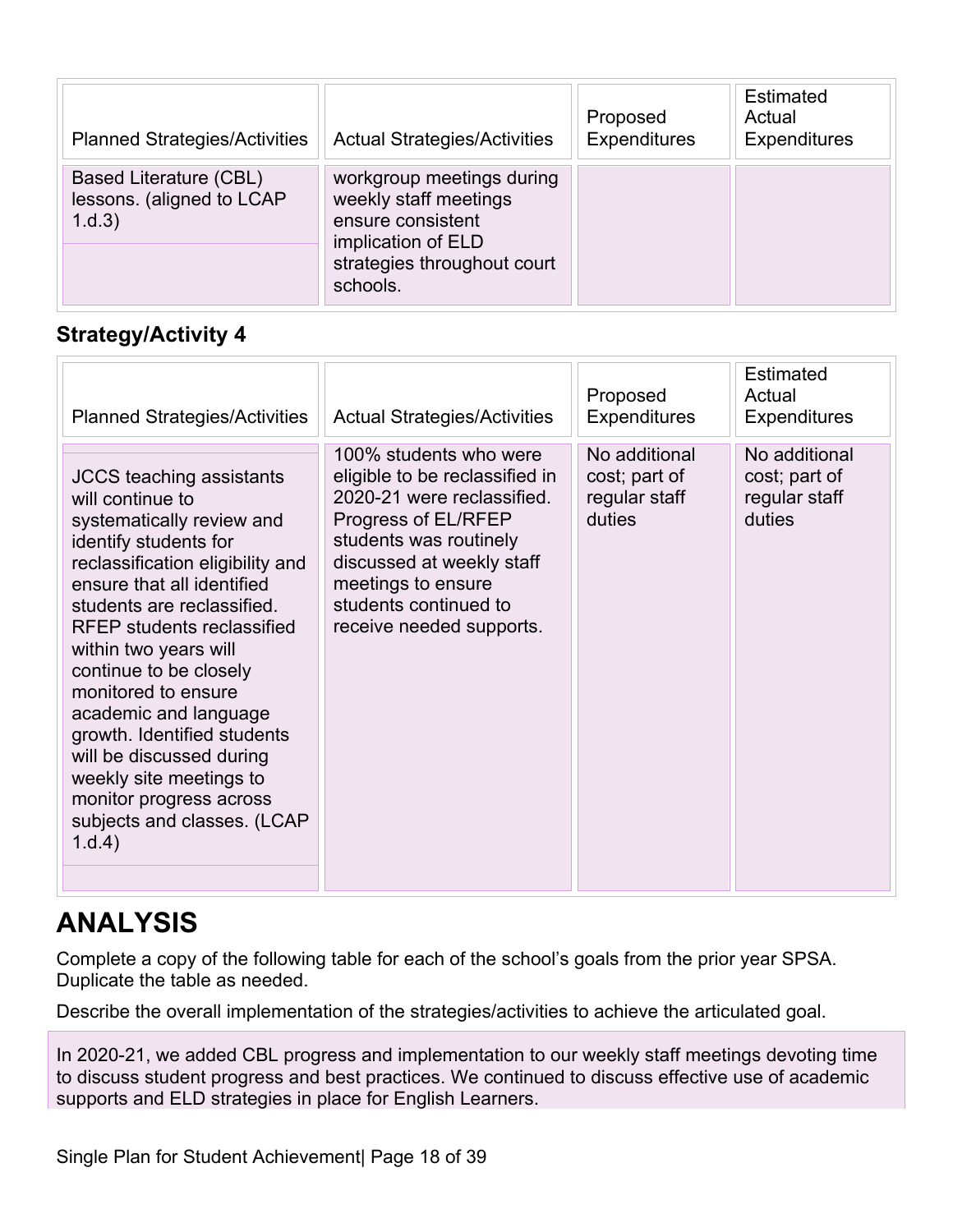| Planned Strategies/Activities | Actual Strategies/Activities | Proposed Expenditures | Estimated Actual Expenditures |
|---|---|---|---|
| Based Literature (CBL) lessons. (aligned to LCAP 1.d.3) | workgroup meetings during weekly staff meetings ensure consistent implication of ELD strategies throughout court schools. | | |

### Strategy/Activity 4

| Planned Strategies/Activities | Actual Strategies/Activities | Proposed Expenditures | Estimated Actual Expenditures |
|---|---|---|---|
| JCCS teaching assistants will continue to systematically review and identify students for reclassification eligibility and ensure that all identified students are reclassified. RFEP students reclassified within two years will continue to be closely monitored to ensure academic and language growth. Identified students will be discussed during weekly site meetings to monitor progress across subjects and classes. (LCAP 1.d.4) | 100% students who were eligible to be reclassified in 2020-21 were reclassified. Progress of EL/RFEP students was routinely discussed at weekly staff meetings to ensure students continued to receive needed supports. | No additional cost; part of regular staff duties | No additional cost; part of regular staff duties |

# ANALYSIS

Complete a copy of the following table for each of the school's goals from the prior year SPSA. Duplicate the table as needed.

Describe the overall implementation of the strategies/activities to achieve the articulated goal.

In 2020-21, we added CBL progress and implementation to our weekly staff meetings devoting time to discuss student progress and best practices. We continued to discuss effective use of academic supports and ELD strategies in place for English Learners.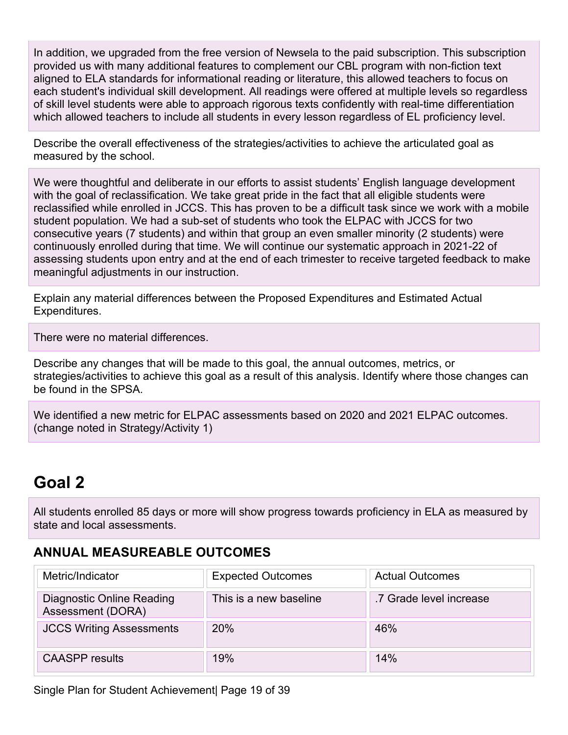In addition, we upgraded from the free version of Newsela to the paid subscription. This subscription provided us with many additional features to complement our CBL program with non-fiction text aligned to ELA standards for informational reading or literature, this allowed teachers to focus on each student's individual skill development. All readings were offered at multiple levels so regardless of skill level students were able to approach rigorous texts confidently with real-time differentiation which allowed teachers to include all students in every lesson regardless of EL proficiency level.

Describe the overall effectiveness of the strategies/activities to achieve the articulated goal as measured by the school.

We were thoughtful and deliberate in our efforts to assist students' English language development with the goal of reclassification. We take great pride in the fact that all eligible students were reclassified while enrolled in JCCS. This has proven to be a difficult task since we work with a mobile student population. We had a sub-set of students who took the ELPAC with JCCS for two consecutive years (7 students) and within that group an even smaller minority (2 students) were continuously enrolled during that time. We will continue our systematic approach in 2021-22 of assessing students upon entry and at the end of each trimester to receive targeted feedback to make meaningful adjustments in our instruction.

Explain any material differences between the Proposed Expenditures and Estimated Actual Expenditures.

There were no material differences.

Describe any changes that will be made to this goal, the annual outcomes, metrics, or strategies/activities to achieve this goal as a result of this analysis. Identify where those changes can be found in the SPSA.

We identified a new metric for ELPAC assessments based on 2020 and 2021 ELPAC outcomes. (change noted in Strategy/Activity 1)

# Goal 2

All students enrolled 85 days or more will show progress towards proficiency in ELA as measured by state and local assessments.

## ANNUAL MEASUREABLE OUTCOMES

| Metric/Indicator | Expected Outcomes | Actual Outcomes |
|---|---|---|
| Diagnostic Online Reading Assessment (DORA) | This is a new baseline | .7 Grade level increase |
| JCCS Writing Assessments | 20% | 46% |
| CAASPP results | 19% | 14% |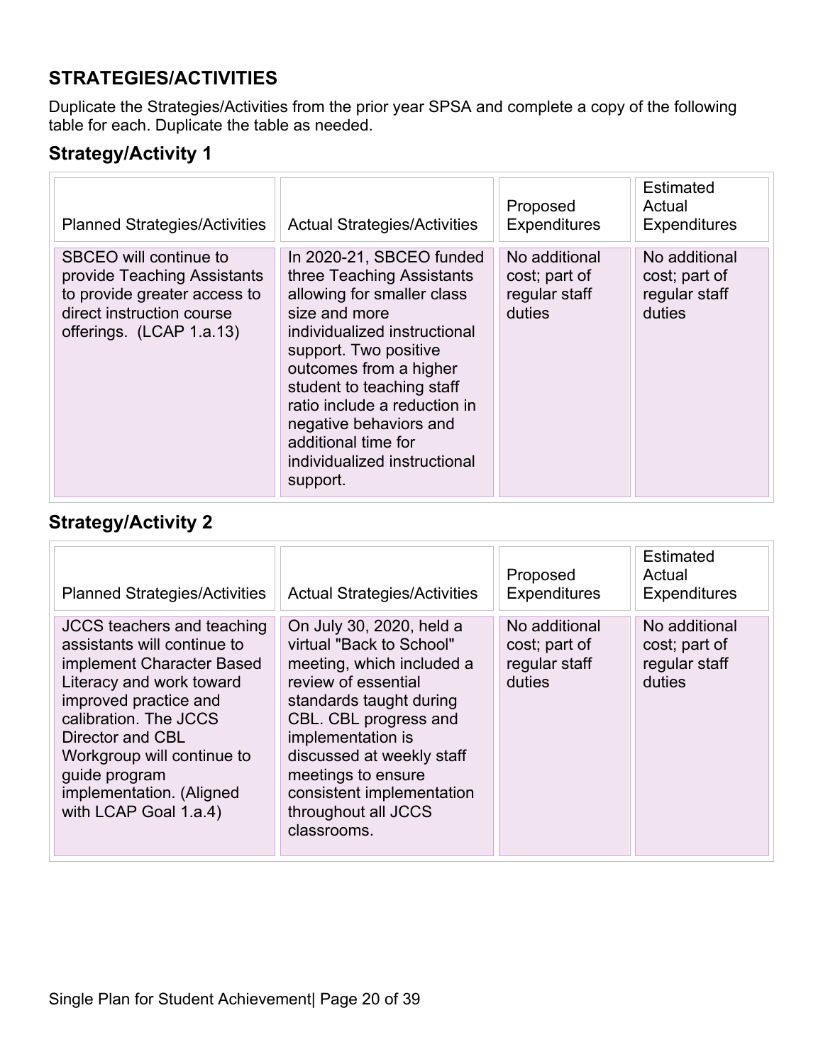## STRATEGIES/ACTIVITIES

Duplicate the Strategies/Activities from the prior year SPSA and complete a copy of the following table for each. Duplicate the table as needed.

### Strategy/Activity 1

| Planned Strategies/Activities | Actual Strategies/Activities | Proposed Expenditures | Estimated Actual Expenditures |
|---|---|---|---|
| SBCEO will continue to provide Teaching Assistants to provide greater access to direct instruction course offerings. (LCAP 1.a.13) | In 2020-21, SBCEO funded three Teaching Assistants allowing for smaller class size and more individualized instructional support. Two positive outcomes from a higher student to teaching staff ratio include a reduction in negative behaviors and additional time for individualized instructional support. | No additional cost; part of regular staff duties | No additional cost; part of regular staff duties |

### Strategy/Activity 2

| Planned Strategies/Activities | Actual Strategies/Activities | Proposed Expenditures | Estimated Actual Expenditures |
|---|---|---|---|
| JCCS teachers and teaching assistants will continue to implement Character Based Literacy and work toward improved practice and calibration. The JCCS Director and CBL Workgroup will continue to guide program implementation. (Aligned with LCAP Goal 1.a.4) | On July 30, 2020, held a virtual "Back to School" meeting, which included a review of essential standards taught during CBL. CBL progress and implementation is discussed at weekly staff meetings to ensure consistent implementation throughout all JCCS classrooms. | No additional cost; part of regular staff duties | No additional cost; part of regular staff duties |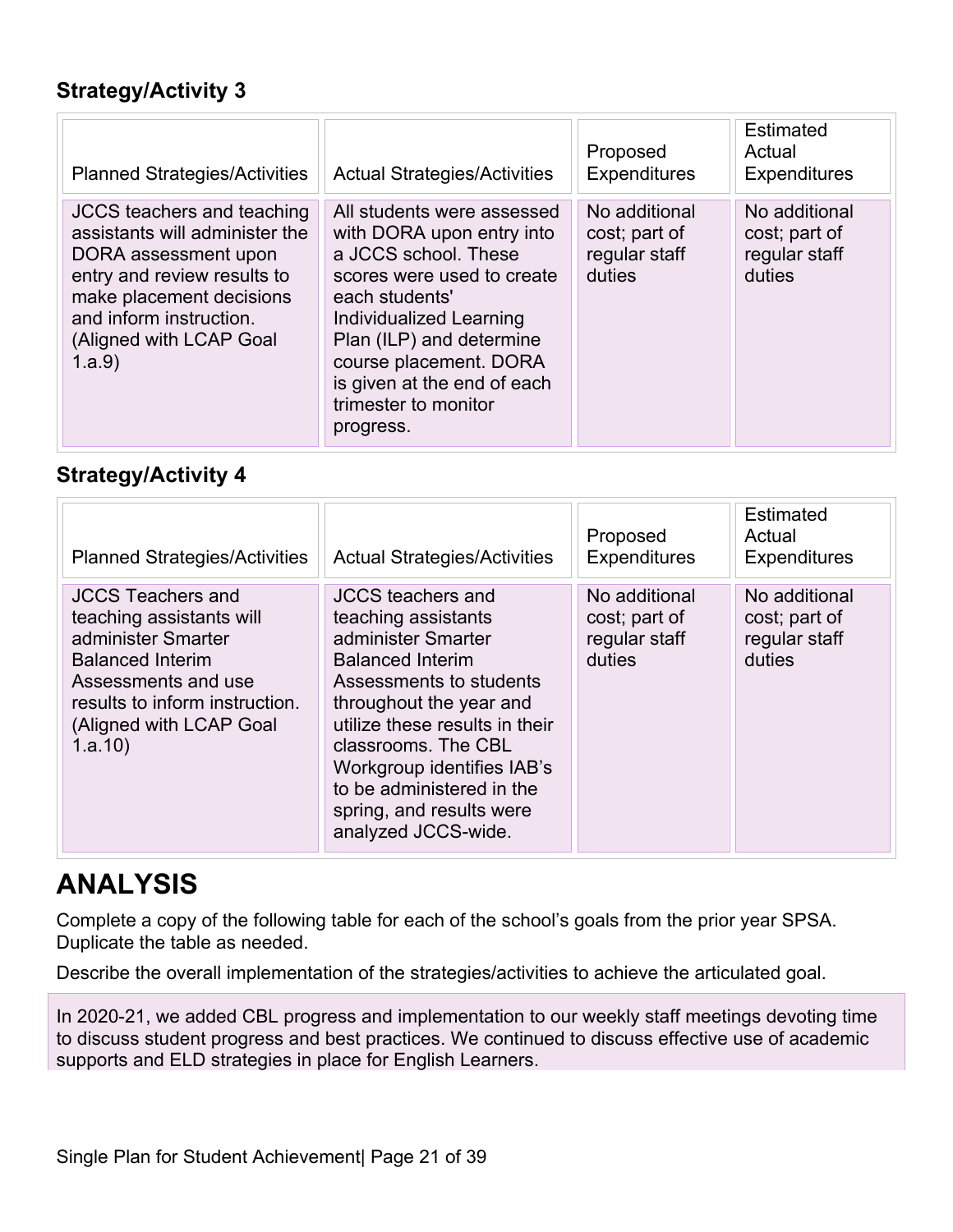### Strategy/Activity 3

| Planned Strategies/Activities | Actual Strategies/Activities | Proposed Expenditures | Estimated Actual Expenditures |
| --- | --- | --- | --- |
| JCCS teachers and teaching assistants will administer the DORA assessment upon entry and review results to make placement decisions and inform instruction. (Aligned with LCAP Goal 1.a.9) | All students were assessed with DORA upon entry into a JCCS school. These scores were used to create each students' Individualized Learning Plan (ILP) and determine course placement. DORA is given at the end of each trimester to monitor progress. | No additional cost; part of regular staff duties | No additional cost; part of regular staff duties |

### Strategy/Activity 4

| Planned Strategies/Activities | Actual Strategies/Activities | Proposed Expenditures | Estimated Actual Expenditures |
| --- | --- | --- | --- |
| JCCS Teachers and teaching assistants will administer Smarter Balanced Interim Assessments and use results to inform instruction. (Aligned with LCAP Goal 1.a.10) | JCCS teachers and teaching assistants administer Smarter Balanced Interim Assessments to students throughout the year and utilize these results in their classrooms. The CBL Workgroup identifies IAB's to be administered in the spring, and results were analyzed JCCS-wide. | No additional cost; part of regular staff duties | No additional cost; part of regular staff duties |

# ANALYSIS

Complete a copy of the following table for each of the school's goals from the prior year SPSA. Duplicate the table as needed.

Describe the overall implementation of the strategies/activities to achieve the articulated goal.

In 2020-21, we added CBL progress and implementation to our weekly staff meetings devoting time to discuss student progress and best practices. We continued to discuss effective use of academic supports and ELD strategies in place for English Learners.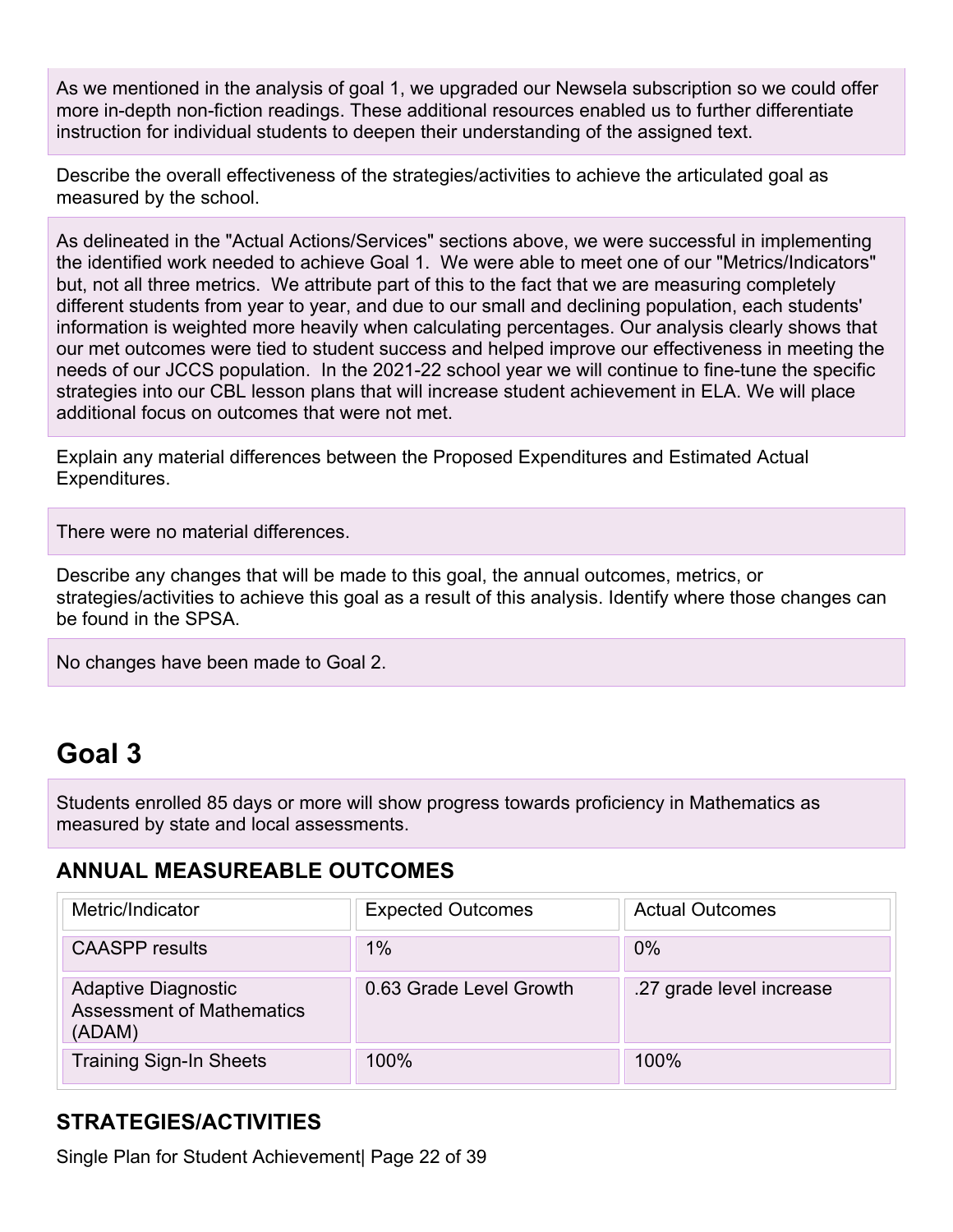As we mentioned in the analysis of goal 1, we upgraded our Newsela subscription so we could offer more in-depth non-fiction readings. These additional resources enabled us to further differentiate instruction for individual students to deepen their understanding of the assigned text.

Describe the overall effectiveness of the strategies/activities to achieve the articulated goal as measured by the school.

As delineated in the "Actual Actions/Services" sections above, we were successful in implementing the identified work needed to achieve Goal 1. We were able to meet one of our "Metrics/Indicators" but, not all three metrics. We attribute part of this to the fact that we are measuring completely different students from year to year, and due to our small and declining population, each students' information is weighted more heavily when calculating percentages. Our analysis clearly shows that our met outcomes were tied to student success and helped improve our effectiveness in meeting the needs of our JCCS population. In the 2021-22 school year we will continue to fine-tune the specific strategies into our CBL lesson plans that will increase student achievement in ELA. We will place additional focus on outcomes that were not met.

Explain any material differences between the Proposed Expenditures and Estimated Actual Expenditures.

There were no material differences.

Describe any changes that will be made to this goal, the annual outcomes, metrics, or strategies/activities to achieve this goal as a result of this analysis. Identify where those changes can be found in the SPSA.

No changes have been made to Goal 2.

# Goal 3

Students enrolled 85 days or more will show progress towards proficiency in Mathematics as measured by state and local assessments.

## ANNUAL MEASUREABLE OUTCOMES

| Metric/Indicator | Expected Outcomes | Actual Outcomes |
|---|---|---|
| CAASPP results | 1% | 0% |
| Adaptive Diagnostic Assessment of Mathematics (ADAM) | 0.63 Grade Level Growth | .27 grade level increase |
| Training Sign-In Sheets | 100% | 100% |

## STRATEGIES/ACTIVITIES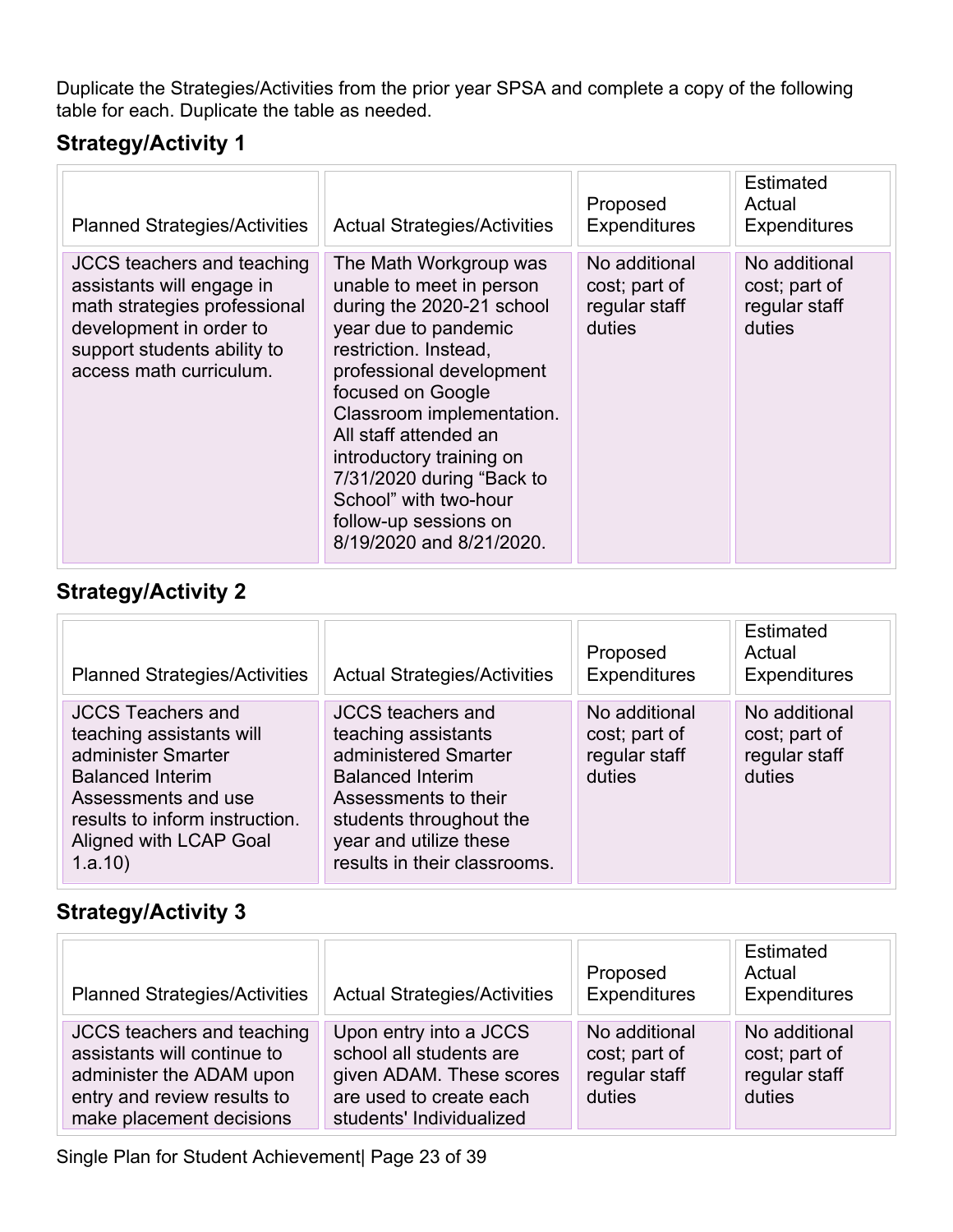Duplicate the Strategies/Activities from the prior year SPSA and complete a copy of the following table for each. Duplicate the table as needed.

### Strategy/Activity 1

| Planned Strategies/Activities | Actual Strategies/Activities | Proposed Expenditures | Estimated Actual Expenditures |
| --- | --- | --- | --- |
| JCCS teachers and teaching assistants will engage in math strategies professional development in order to support students ability to access math curriculum. | The Math Workgroup was unable to meet in person during the 2020-21 school year due to pandemic restriction. Instead, professional development focused on Google Classroom implementation. All staff attended an introductory training on 7/31/2020 during "Back to School" with two-hour follow-up sessions on 8/19/2020 and 8/21/2020. | No additional cost; part of regular staff duties | No additional cost; part of regular staff duties |

### Strategy/Activity 2

| Planned Strategies/Activities | Actual Strategies/Activities | Proposed Expenditures | Estimated Actual Expenditures |
| --- | --- | --- | --- |
| JCCS Teachers and teaching assistants will administer Smarter Balanced Interim Assessments and use results to inform instruction. Aligned with LCAP Goal 1.a.10) | JCCS teachers and teaching assistants administered Smarter Balanced Interim Assessments to their students throughout the year and utilize these results in their classrooms. | No additional cost; part of regular staff duties | No additional cost; part of regular staff duties |

### Strategy/Activity 3

| Planned Strategies/Activities | Actual Strategies/Activities | Proposed Expenditures | Estimated Actual Expenditures |
| --- | --- | --- | --- |
| JCCS teachers and teaching assistants will continue to administer the ADAM upon entry and review results to make placement decisions | Upon entry into a JCCS school all students are given ADAM. These scores are used to create each students' Individualized | No additional cost; part of regular staff duties | No additional cost; part of regular staff duties |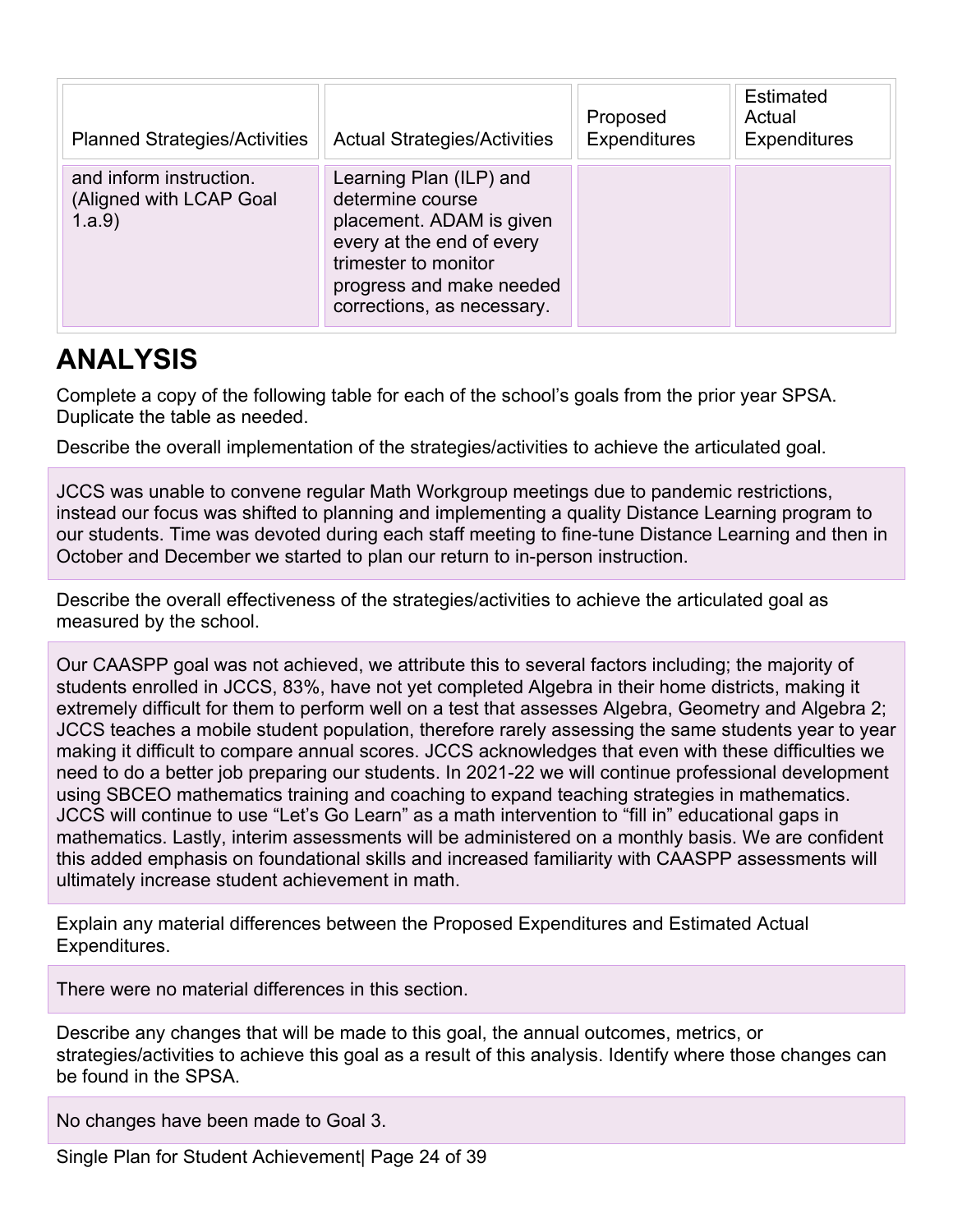| Planned Strategies/Activities | Actual Strategies/Activities | Proposed Expenditures | Estimated Actual Expenditures |
|---|---|---|---|
| and inform instruction. (Aligned with LCAP Goal 1.a.9) | Learning Plan (ILP) and determine course placement. ADAM is given every at the end of every trimester to monitor progress and make needed corrections, as necessary. | | |

# ANALYSIS

Complete a copy of the following table for each of the school's goals from the prior year SPSA. Duplicate the table as needed.

Describe the overall implementation of the strategies/activities to achieve the articulated goal.

JCCS was unable to convene regular Math Workgroup meetings due to pandemic restrictions, instead our focus was shifted to planning and implementing a quality Distance Learning program to our students. Time was devoted during each staff meeting to fine-tune Distance Learning and then in October and December we started to plan our return to in-person instruction.

Describe the overall effectiveness of the strategies/activities to achieve the articulated goal as measured by the school.

Our CAASPP goal was not achieved, we attribute this to several factors including; the majority of students enrolled in JCCS, 83%, have not yet completed Algebra in their home districts, making it extremely difficult for them to perform well on a test that assesses Algebra, Geometry and Algebra 2; JCCS teaches a mobile student population, therefore rarely assessing the same students year to year making it difficult to compare annual scores. JCCS acknowledges that even with these difficulties we need to do a better job preparing our students. In 2021-22 we will continue professional development using SBCEO mathematics training and coaching to expand teaching strategies in mathematics. JCCS will continue to use "Let's Go Learn" as a math intervention to "fill in" educational gaps in mathematics. Lastly, interim assessments will be administered on a monthly basis. We are confident this added emphasis on foundational skills and increased familiarity with CAASPP assessments will ultimately increase student achievement in math.

Explain any material differences between the Proposed Expenditures and Estimated Actual Expenditures.

There were no material differences in this section.

Describe any changes that will be made to this goal, the annual outcomes, metrics, or strategies/activities to achieve this goal as a result of this analysis. Identify where those changes can be found in the SPSA.

No changes have been made to Goal 3.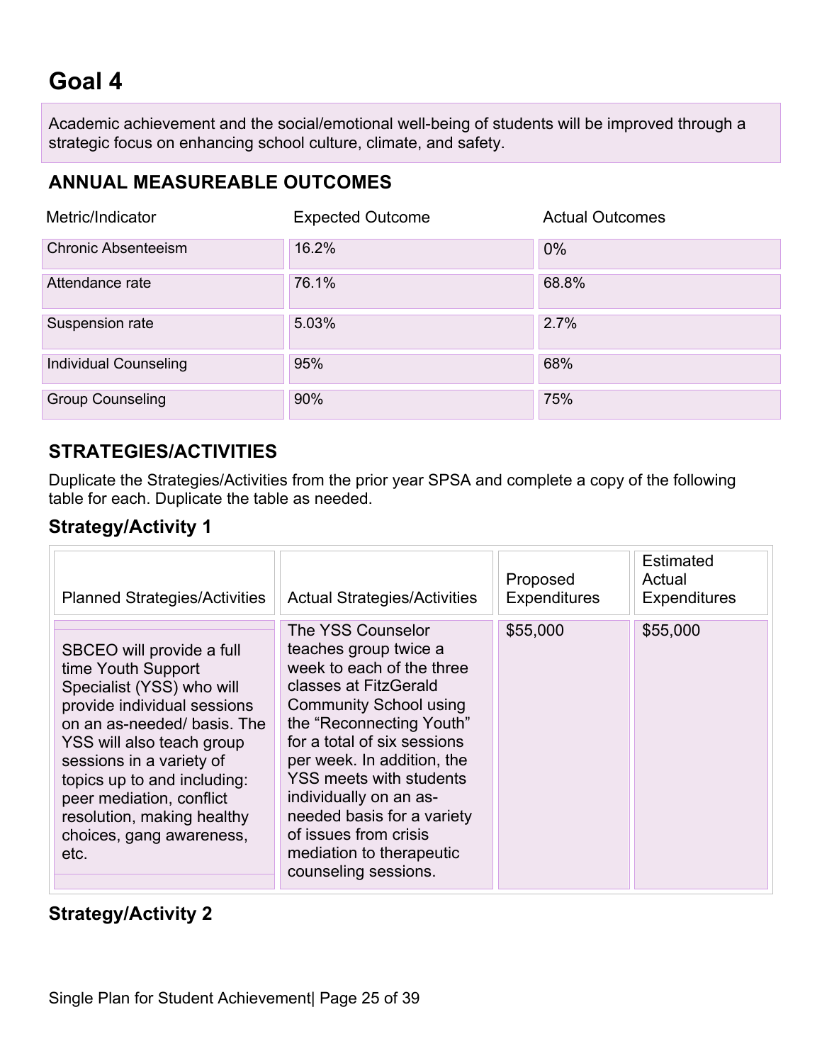# Goal 4

Academic achievement and the social/emotional well-being of students will be improved through a strategic focus on enhancing school culture, climate, and safety.

## ANNUAL MEASUREABLE OUTCOMES

| Metric/Indicator | Expected Outcome | Actual Outcomes |
|---|---|---|
| Chronic Absenteeism | 16.2% | 0% |
| Attendance rate | 76.1% | 68.8% |
| Suspension rate | 5.03% | 2.7% |
| Individual Counseling | 95% | 68% |
| Group Counseling | 90% | 75% |

## STRATEGIES/ACTIVITIES

Duplicate the Strategies/Activities from the prior year SPSA and complete a copy of the following table for each. Duplicate the table as needed.

### Strategy/Activity 1

| Planned Strategies/Activities | Actual Strategies/Activities | Proposed Expenditures | Estimated Actual Expenditures |
|---|---|---|---|
| SBCEO will provide a full time Youth Support Specialist (YSS) who will provide individual sessions on an as-needed/ basis. The YSS will also teach group sessions in a variety of topics up to and including: peer mediation, conflict resolution, making healthy choices, gang awareness, etc. | The YSS Counselor teaches group twice a week to each of the three classes at FitzGerald Community School using the "Reconnecting Youth" for a total of six sessions per week. In addition, the YSS meets with students individually on an as-needed basis for a variety of issues from crisis mediation to therapeutic counseling sessions. | $55,000 | $55,000 |

### Strategy/Activity 2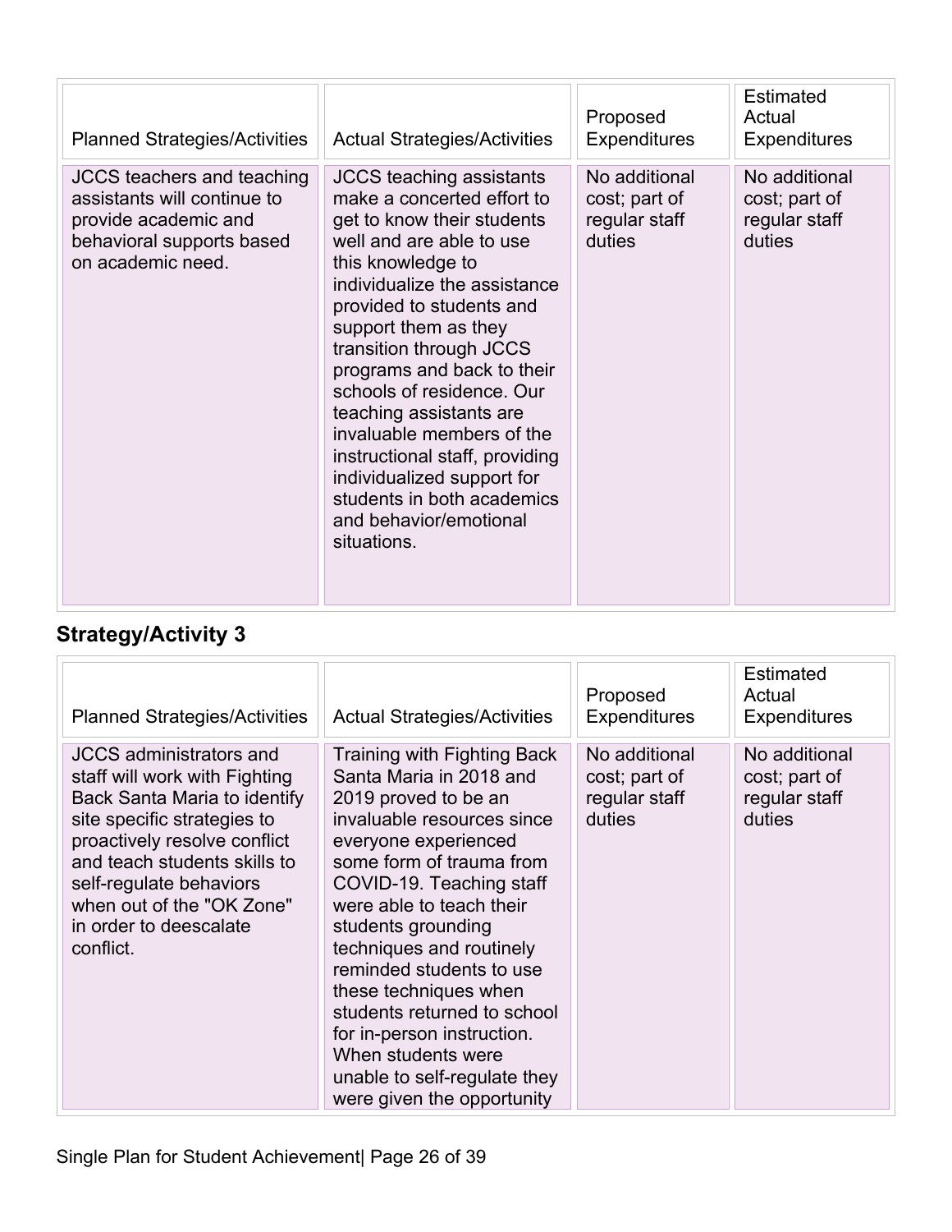| Planned Strategies/Activities | Actual Strategies/Activities | Proposed Expenditures | Estimated Actual Expenditures |
|---|---|---|---|
| JCCS teachers and teaching assistants will continue to provide academic and behavioral supports based on academic need. | JCCS teaching assistants make a concerted effort to get to know their students well and are able to use this knowledge to individualize the assistance provided to students and support them as they transition through JCCS programs and back to their schools of residence. Our teaching assistants are invaluable members of the instructional staff, providing individualized support for students in both academics and behavior/emotional situations. | No additional cost; part of regular staff duties | No additional cost; part of regular staff duties |

## Strategy/Activity 3

| Planned Strategies/Activities | Actual Strategies/Activities | Proposed Expenditures | Estimated Actual Expenditures |
|---|---|---|---|
| JCCS administrators and staff will work with Fighting Back Santa Maria to identify site specific strategies to proactively resolve conflict and teach students skills to self-regulate behaviors when out of the "OK Zone" in order to deescalate conflict. | Training with Fighting Back Santa Maria in 2018 and 2019 proved to be an invaluable resources since everyone experienced some form of trauma from COVID-19. Teaching staff were able to teach their students grounding techniques and routinely reminded students to use these techniques when students returned to school for in-person instruction. When students were unable to self-regulate they were given the opportunity | No additional cost; part of regular staff duties | No additional cost; part of regular staff duties |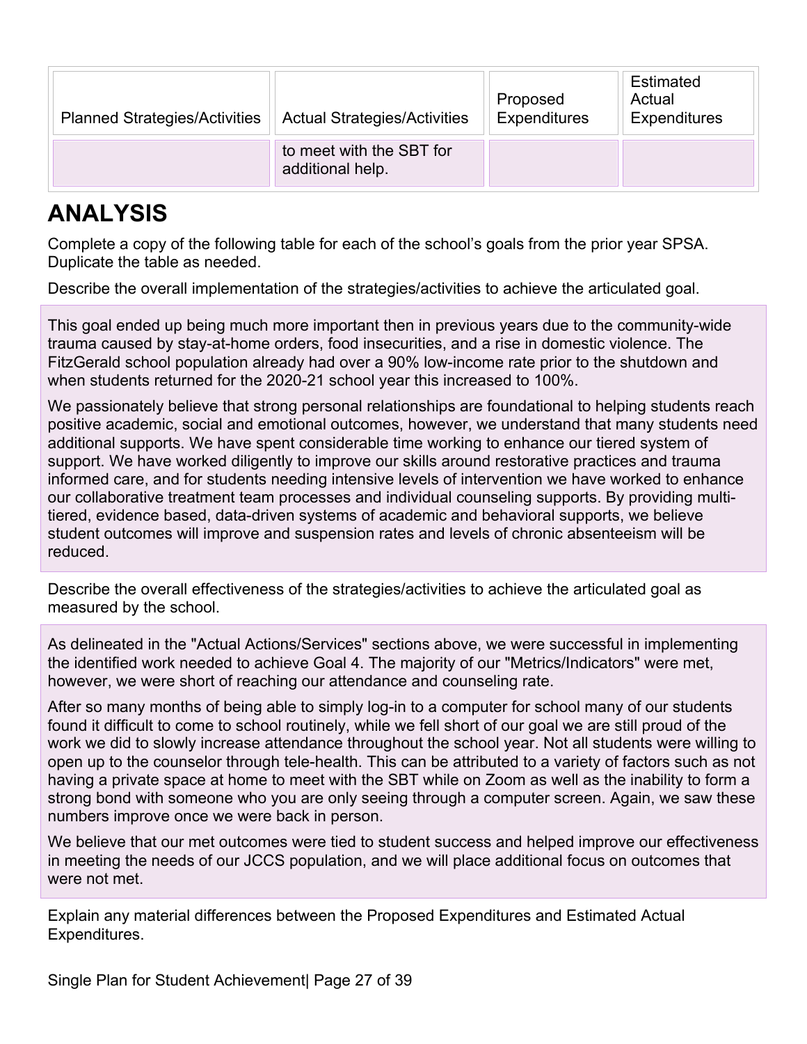| Planned Strategies/Activities | Actual Strategies/Activities | Proposed Expenditures | Estimated Actual Expenditures |
|---|---|---|---|
| | to meet with the SBT for additional help. | | |

# ANALYSIS

Complete a copy of the following table for each of the school's goals from the prior year SPSA. Duplicate the table as needed.

Describe the overall implementation of the strategies/activities to achieve the articulated goal.

This goal ended up being much more important then in previous years due to the community-wide trauma caused by stay-at-home orders, food insecurities, and a rise in domestic violence. The FitzGerald school population already had over a 90% low-income rate prior to the shutdown and when students returned for the 2020-21 school year this increased to 100%.

We passionately believe that strong personal relationships are foundational to helping students reach positive academic, social and emotional outcomes, however, we understand that many students need additional supports. We have spent considerable time working to enhance our tiered system of support. We have worked diligently to improve our skills around restorative practices and trauma informed care, and for students needing intensive levels of intervention we have worked to enhance our collaborative treatment team processes and individual counseling supports. By providing multi-tiered, evidence based, data-driven systems of academic and behavioral supports, we believe student outcomes will improve and suspension rates and levels of chronic absenteeism will be reduced.

Describe the overall effectiveness of the strategies/activities to achieve the articulated goal as measured by the school.

As delineated in the "Actual Actions/Services" sections above, we were successful in implementing the identified work needed to achieve Goal 4. The majority of our "Metrics/Indicators" were met, however, we were short of reaching our attendance and counseling rate.

After so many months of being able to simply log-in to a computer for school many of our students found it difficult to come to school routinely, while we fell short of our goal we are still proud of the work we did to slowly increase attendance throughout the school year. Not all students were willing to open up to the counselor through tele-health. This can be attributed to a variety of factors such as not having a private space at home to meet with the SBT while on Zoom as well as the inability to form a strong bond with someone who you are only seeing through a computer screen. Again, we saw these numbers improve once we were back in person.

We believe that our met outcomes were tied to student success and helped improve our effectiveness in meeting the needs of our JCCS population, and we will place additional focus on outcomes that were not met.

Explain any material differences between the Proposed Expenditures and Estimated Actual Expenditures.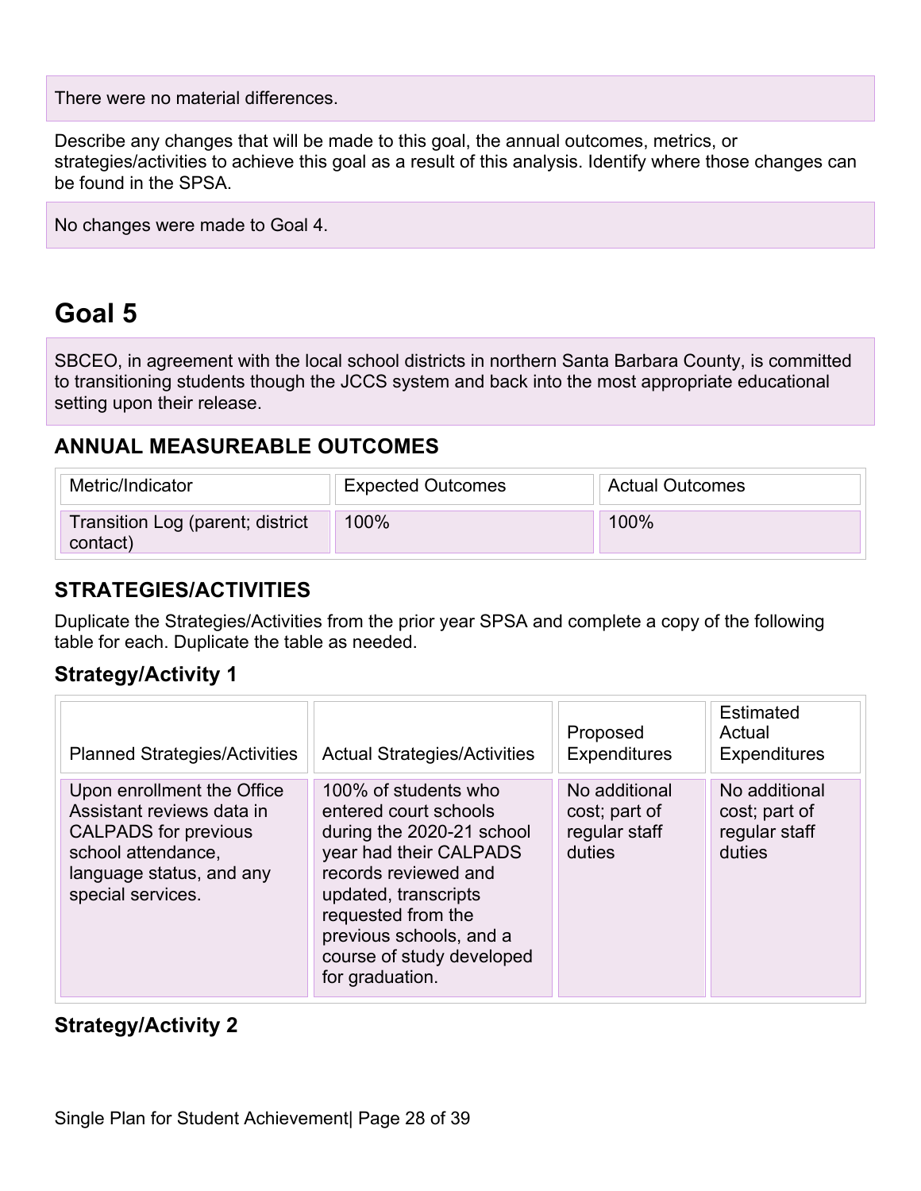There were no material differences.

Describe any changes that will be made to this goal, the annual outcomes, metrics, or strategies/activities to achieve this goal as a result of this analysis. Identify where those changes can be found in the SPSA.

No changes were made to Goal 4.

# Goal 5

SBCEO, in agreement with the local school districts in northern Santa Barbara County, is committed to transitioning students though the JCCS system and back into the most appropriate educational setting upon their release.

## ANNUAL MEASUREABLE OUTCOMES

| Metric/Indicator | Expected Outcomes | Actual Outcomes |
|---|---|---|
| Transition Log (parent; district contact) | 100% | 100% |

## STRATEGIES/ACTIVITIES

Duplicate the Strategies/Activities from the prior year SPSA and complete a copy of the following table for each. Duplicate the table as needed.

### Strategy/Activity 1

| Planned Strategies/Activities | Actual Strategies/Activities | Proposed Expenditures | Estimated Actual Expenditures |
|---|---|---|---|
| Upon enrollment the Office Assistant reviews data in CALPADS for previous school attendance, language status, and any special services. | 100% of students who entered court schools during the 2020-21 school year had their CALPADS records reviewed and updated, transcripts requested from the previous schools, and a course of study developed for graduation. | No additional cost; part of regular staff duties | No additional cost; part of regular staff duties |

### Strategy/Activity 2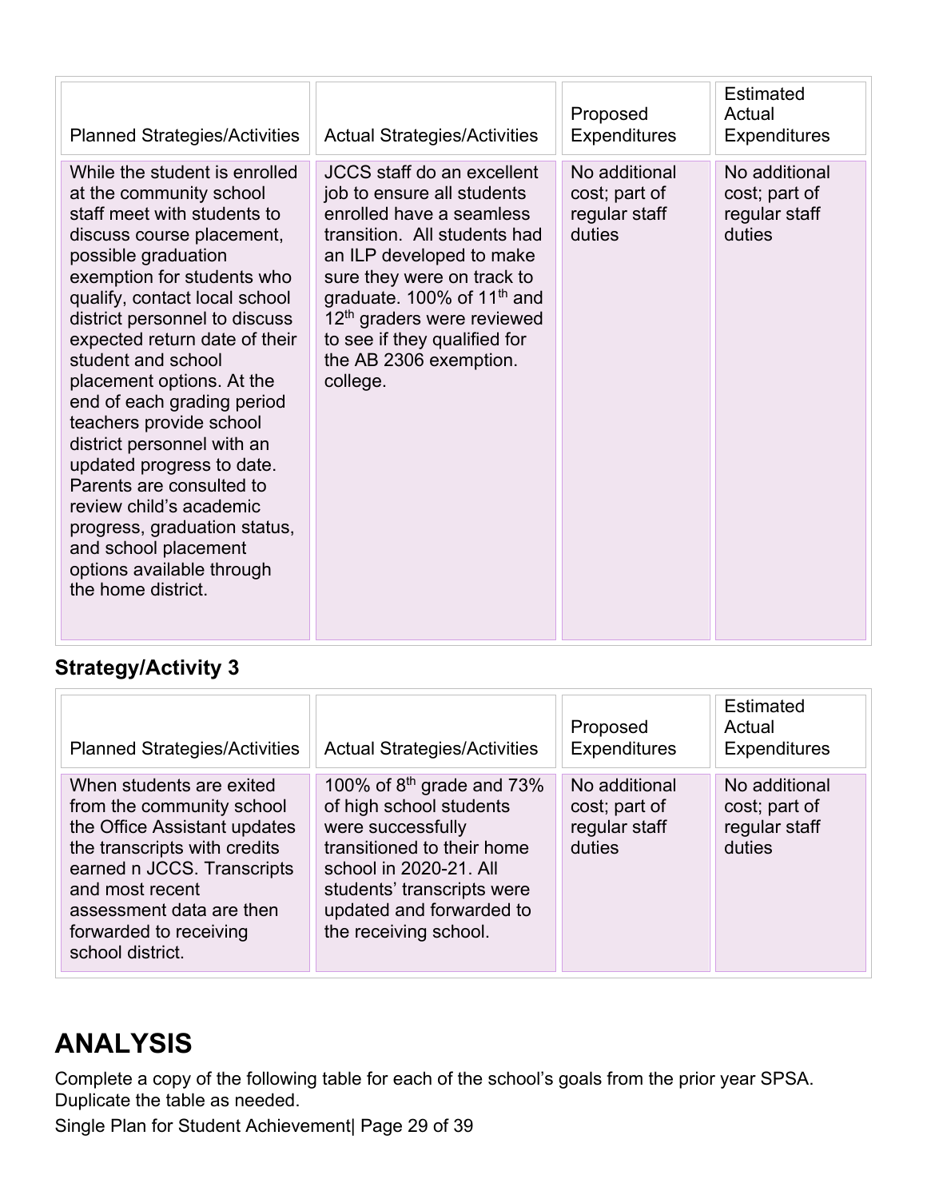| Planned Strategies/Activities | Actual Strategies/Activities | Proposed Expenditures | Estimated Actual Expenditures |
|---|---|---|---|
| While the student is enrolled at the community school staff meet with students to discuss course placement, possible graduation exemption for students who qualify, contact local school district personnel to discuss expected return date of their student and school placement options. At the end of each grading period teachers provide school district personnel with an updated progress to date. Parents are consulted to review child's academic progress, graduation status, and school placement options available through the home district. | JCCS staff do an excellent job to ensure all students enrolled have a seamless transition. All students had an ILP developed to make sure they were on track to graduate. 100% of 11th and 12th graders were reviewed to see if they qualified for the AB 2306 exemption. college. | No additional cost; part of regular staff duties | No additional cost; part of regular staff duties |

### Strategy/Activity 3

| Planned Strategies/Activities | Actual Strategies/Activities | Proposed Expenditures | Estimated Actual Expenditures |
|---|---|---|---|
| When students are exited from the community school the Office Assistant updates the transcripts with credits earned n JCCS. Transcripts and most recent assessment data are then forwarded to receiving school district. | 100% of 8th grade and 73% of high school students were successfully transitioned to their home school in 2020-21. All students' transcripts were updated and forwarded to the receiving school. | No additional cost; part of regular staff duties | No additional cost; part of regular staff duties |

# ANALYSIS

Complete a copy of the following table for each of the school's goals from the prior year SPSA. Duplicate the table as needed.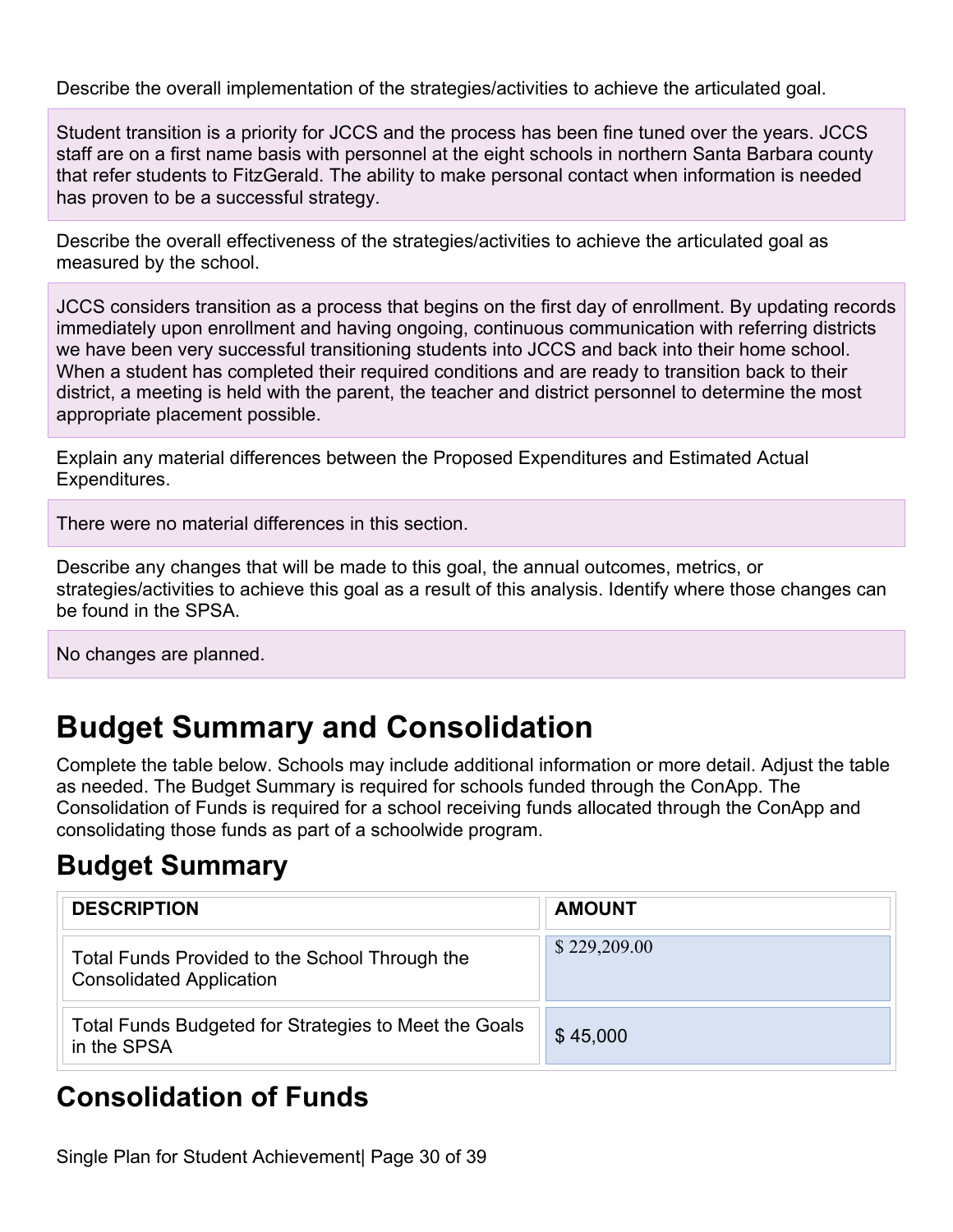Describe the overall implementation of the strategies/activities to achieve the articulated goal.

Student transition is a priority for JCCS and the process has been fine tuned over the years. JCCS staff are on a first name basis with personnel at the eight schools in northern Santa Barbara county that refer students to FitzGerald. The ability to make personal contact when information is needed has proven to be a successful strategy.

Describe the overall effectiveness of the strategies/activities to achieve the articulated goal as measured by the school.

JCCS considers transition as a process that begins on the first day of enrollment. By updating records immediately upon enrollment and having ongoing, continuous communication with referring districts we have been very successful transitioning students into JCCS and back into their home school. When a student has completed their required conditions and are ready to transition back to their district, a meeting is held with the parent, the teacher and district personnel to determine the most appropriate placement possible.

Explain any material differences between the Proposed Expenditures and Estimated Actual Expenditures.

There were no material differences in this section.

Describe any changes that will be made to this goal, the annual outcomes, metrics, or strategies/activities to achieve this goal as a result of this analysis. Identify where those changes can be found in the SPSA.

No changes are planned.

# Budget Summary and Consolidation

Complete the table below. Schools may include additional information or more detail. Adjust the table as needed. The Budget Summary is required for schools funded through the ConApp. The Consolidation of Funds is required for a school receiving funds allocated through the ConApp and consolidating those funds as part of a schoolwide program.

## Budget Summary

| DESCRIPTION | AMOUNT |
|---|---|
| Total Funds Provided to the School Through the Consolidated Application | $ 229,209.00 |
| Total Funds Budgeted for Strategies to Meet the Goals in the SPSA | $ 45,000 |

## Consolidation of Funds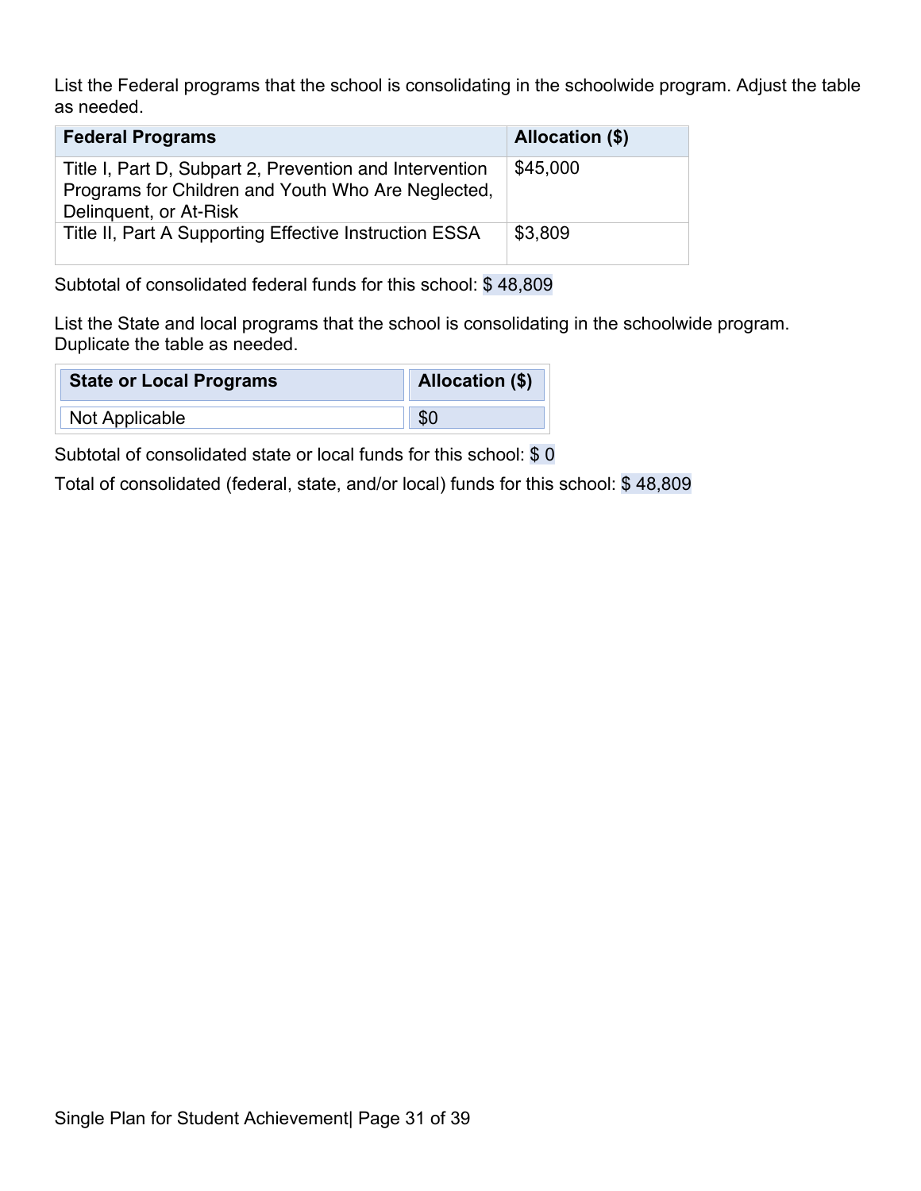List the Federal programs that the school is consolidating in the schoolwide program. Adjust the table as needed.

| Federal Programs | Allocation ($) |
| --- | --- |
| Title I, Part D, Subpart 2, Prevention and Intervention Programs for Children and Youth Who Are Neglected, Delinquent, or At-Risk | $45,000 |
| Title II, Part A Supporting Effective Instruction ESSA | $3,809 |

Subtotal of consolidated federal funds for this school: $ 48,809

List the State and local programs that the school is consolidating in the schoolwide program. Duplicate the table as needed.

| State or Local Programs | Allocation ($) |
| --- | --- |
| Not Applicable | $0 |

Subtotal of consolidated state or local funds for this school: $ 0

Total of consolidated (federal, state, and/or local) funds for this school: $ 48,809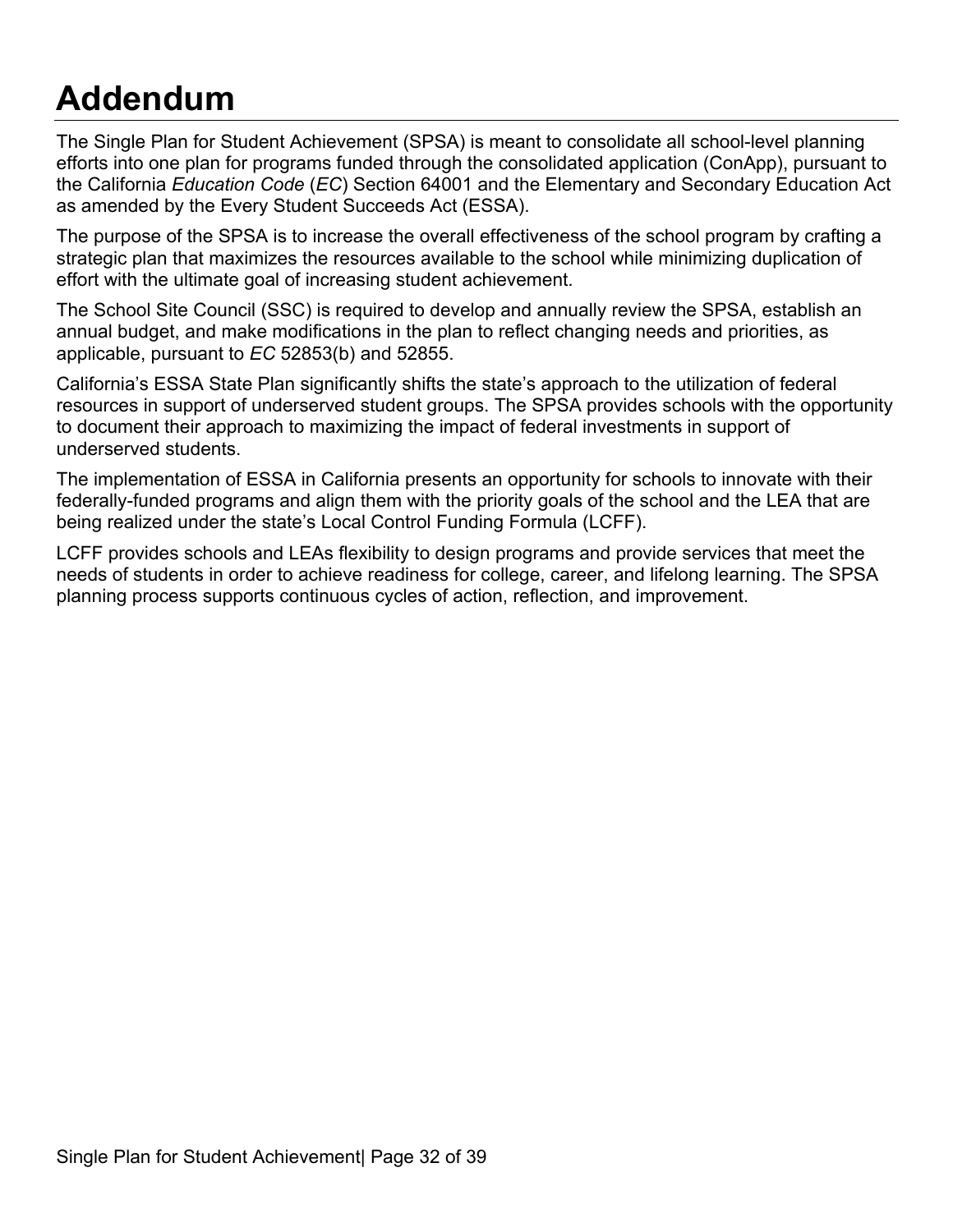# Addendum

The Single Plan for Student Achievement (SPSA) is meant to consolidate all school-level planning efforts into one plan for programs funded through the consolidated application (ConApp), pursuant to the California *Education Code* (*EC*) Section 64001 and the Elementary and Secondary Education Act as amended by the Every Student Succeeds Act (ESSA).

The purpose of the SPSA is to increase the overall effectiveness of the school program by crafting a strategic plan that maximizes the resources available to the school while minimizing duplication of effort with the ultimate goal of increasing student achievement.

The School Site Council (SSC) is required to develop and annually review the SPSA, establish an annual budget, and make modifications in the plan to reflect changing needs and priorities, as applicable, pursuant to *EC* 52853(b) and 52855.

California's ESSA State Plan significantly shifts the state's approach to the utilization of federal resources in support of underserved student groups. The SPSA provides schools with the opportunity to document their approach to maximizing the impact of federal investments in support of underserved students.

The implementation of ESSA in California presents an opportunity for schools to innovate with their federally-funded programs and align them with the priority goals of the school and the LEA that are being realized under the state's Local Control Funding Formula (LCFF).

LCFF provides schools and LEAs flexibility to design programs and provide services that meet the needs of students in order to achieve readiness for college, career, and lifelong learning. The SPSA planning process supports continuous cycles of action, reflection, and improvement.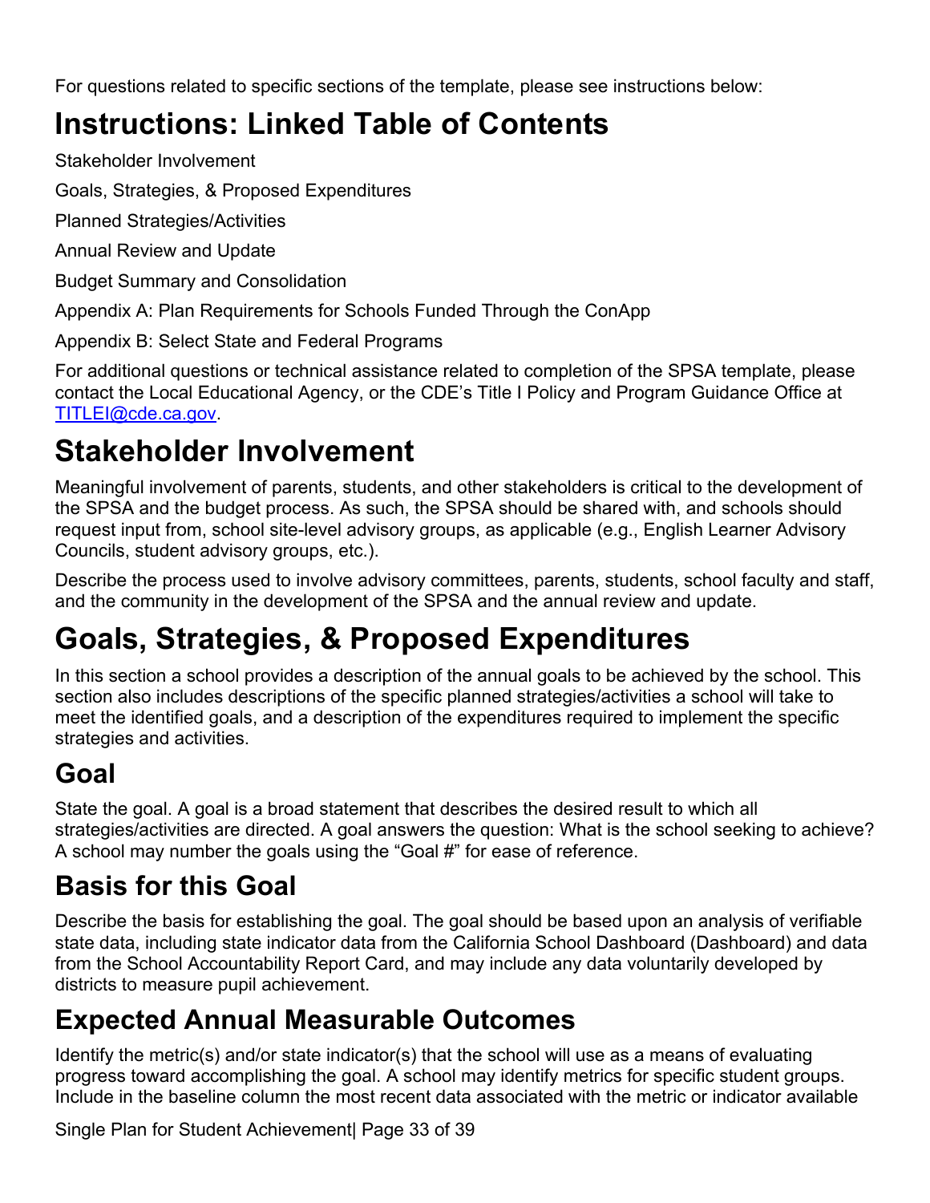For questions related to specific sections of the template, please see instructions below:

# Instructions: Linked Table of Contents

Stakeholder Involvement

Goals, Strategies, & Proposed Expenditures

Planned Strategies/Activities

Annual Review and Update

Budget Summary and Consolidation

Appendix A: Plan Requirements for Schools Funded Through the ConApp

Appendix B: Select State and Federal Programs

For additional questions or technical assistance related to completion of the SPSA template, please contact the Local Educational Agency, or the CDE's Title I Policy and Program Guidance Office at TITLEI@cde.ca.gov.

# Stakeholder Involvement

Meaningful involvement of parents, students, and other stakeholders is critical to the development of the SPSA and the budget process. As such, the SPSA should be shared with, and schools should request input from, school site-level advisory groups, as applicable (e.g., English Learner Advisory Councils, student advisory groups, etc.).

Describe the process used to involve advisory committees, parents, students, school faculty and staff, and the community in the development of the SPSA and the annual review and update.

# Goals, Strategies, & Proposed Expenditures

In this section a school provides a description of the annual goals to be achieved by the school. This section also includes descriptions of the specific planned strategies/activities a school will take to meet the identified goals, and a description of the expenditures required to implement the specific strategies and activities.

## Goal

State the goal. A goal is a broad statement that describes the desired result to which all strategies/activities are directed. A goal answers the question: What is the school seeking to achieve? A school may number the goals using the "Goal #" for ease of reference.

## Basis for this Goal

Describe the basis for establishing the goal. The goal should be based upon an analysis of verifiable state data, including state indicator data from the California School Dashboard (Dashboard) and data from the School Accountability Report Card, and may include any data voluntarily developed by districts to measure pupil achievement.

## Expected Annual Measurable Outcomes

Identify the metric(s) and/or state indicator(s) that the school will use as a means of evaluating progress toward accomplishing the goal. A school may identify metrics for specific student groups. Include in the baseline column the most recent data associated with the metric or indicator available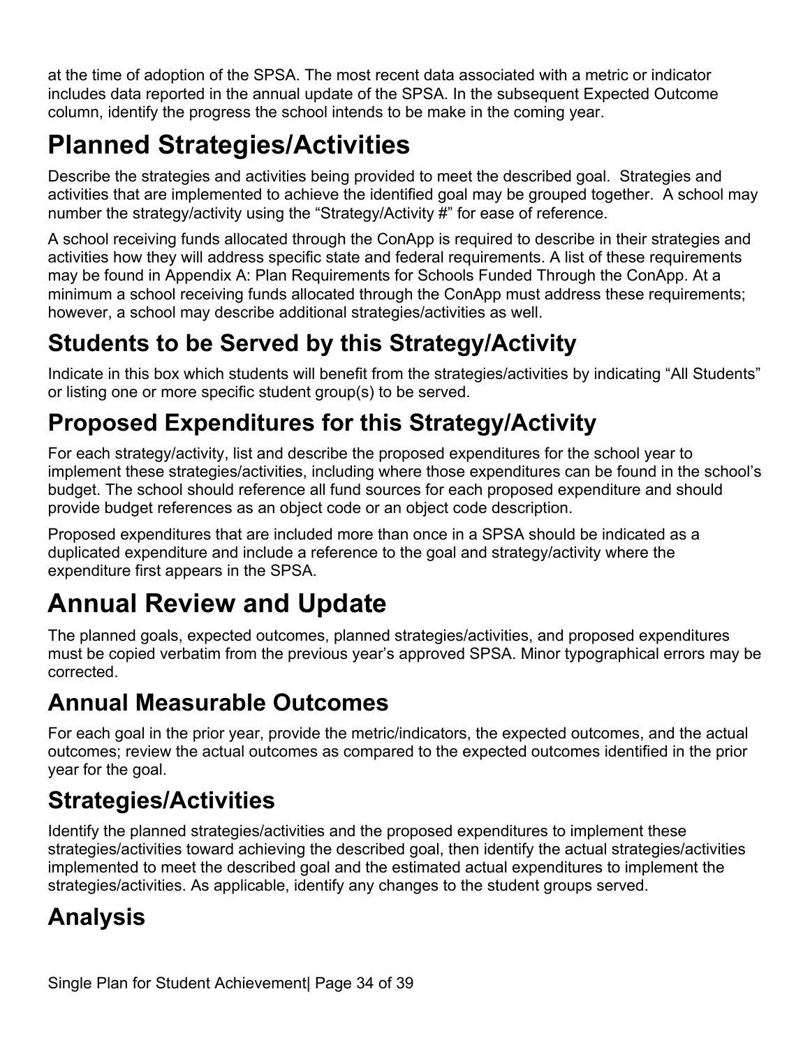at the time of adoption of the SPSA. The most recent data associated with a metric or indicator includes data reported in the annual update of the SPSA. In the subsequent Expected Outcome column, identify the progress the school intends to be make in the coming year.

# Planned Strategies/Activities

Describe the strategies and activities being provided to meet the described goal. Strategies and activities that are implemented to achieve the identified goal may be grouped together. A school may number the strategy/activity using the "Strategy/Activity #" for ease of reference.

A school receiving funds allocated through the ConApp is required to describe in their strategies and activities how they will address specific state and federal requirements. A list of these requirements may be found in Appendix A: Plan Requirements for Schools Funded Through the ConApp. At a minimum a school receiving funds allocated through the ConApp must address these requirements; however, a school may describe additional strategies/activities as well.

## Students to be Served by this Strategy/Activity

Indicate in this box which students will benefit from the strategies/activities by indicating "All Students" or listing one or more specific student group(s) to be served.

## Proposed Expenditures for this Strategy/Activity

For each strategy/activity, list and describe the proposed expenditures for the school year to implement these strategies/activities, including where those expenditures can be found in the school's budget. The school should reference all fund sources for each proposed expenditure and should provide budget references as an object code or an object code description.

Proposed expenditures that are included more than once in a SPSA should be indicated as a duplicated expenditure and include a reference to the goal and strategy/activity where the expenditure first appears in the SPSA.

# Annual Review and Update

The planned goals, expected outcomes, planned strategies/activities, and proposed expenditures must be copied verbatim from the previous year's approved SPSA. Minor typographical errors may be corrected.

## Annual Measurable Outcomes

For each goal in the prior year, provide the metric/indicators, the expected outcomes, and the actual outcomes; review the actual outcomes as compared to the expected outcomes identified in the prior year for the goal.

## Strategies/Activities

Identify the planned strategies/activities and the proposed expenditures to implement these strategies/activities toward achieving the described goal, then identify the actual strategies/activities implemented to meet the described goal and the estimated actual expenditures to implement the strategies/activities. As applicable, identify any changes to the student groups served.

## Analysis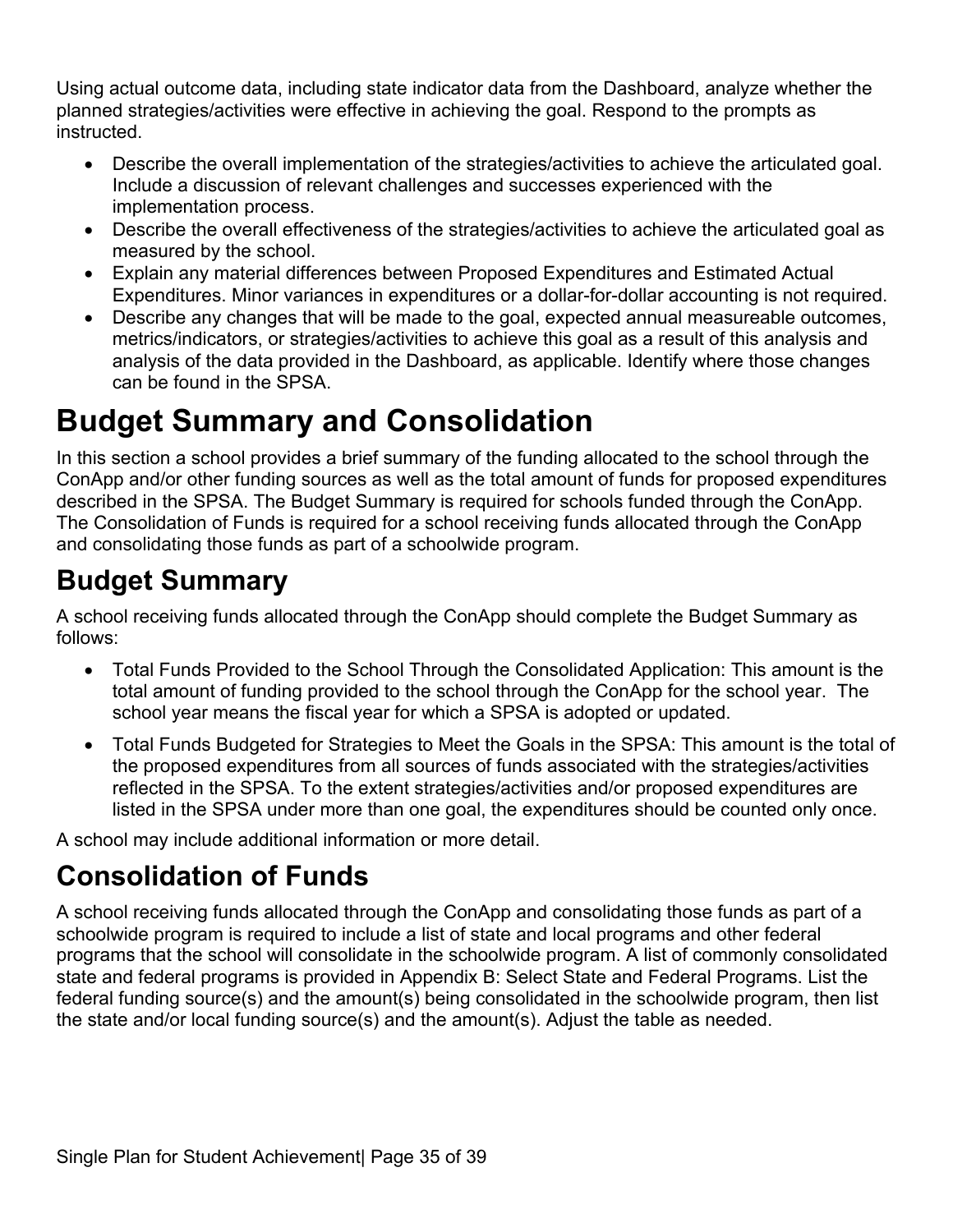Using actual outcome data, including state indicator data from the Dashboard, analyze whether the planned strategies/activities were effective in achieving the goal. Respond to the prompts as instructed.

- Describe the overall implementation of the strategies/activities to achieve the articulated goal. Include a discussion of relevant challenges and successes experienced with the implementation process.
- Describe the overall effectiveness of the strategies/activities to achieve the articulated goal as measured by the school.
- Explain any material differences between Proposed Expenditures and Estimated Actual Expenditures. Minor variances in expenditures or a dollar-for-dollar accounting is not required.
- Describe any changes that will be made to the goal, expected annual measureable outcomes, metrics/indicators, or strategies/activities to achieve this goal as a result of this analysis and analysis of the data provided in the Dashboard, as applicable. Identify where those changes can be found in the SPSA.

# Budget Summary and Consolidation

In this section a school provides a brief summary of the funding allocated to the school through the ConApp and/or other funding sources as well as the total amount of funds for proposed expenditures described in the SPSA. The Budget Summary is required for schools funded through the ConApp. The Consolidation of Funds is required for a school receiving funds allocated through the ConApp and consolidating those funds as part of a schoolwide program.

## Budget Summary

A school receiving funds allocated through the ConApp should complete the Budget Summary as follows:

- Total Funds Provided to the School Through the Consolidated Application: This amount is the total amount of funding provided to the school through the ConApp for the school year. The school year means the fiscal year for which a SPSA is adopted or updated.
- Total Funds Budgeted for Strategies to Meet the Goals in the SPSA: This amount is the total of the proposed expenditures from all sources of funds associated with the strategies/activities reflected in the SPSA. To the extent strategies/activities and/or proposed expenditures are listed in the SPSA under more than one goal, the expenditures should be counted only once.

A school may include additional information or more detail.

## Consolidation of Funds

A school receiving funds allocated through the ConApp and consolidating those funds as part of a schoolwide program is required to include a list of state and local programs and other federal programs that the school will consolidate in the schoolwide program. A list of commonly consolidated state and federal programs is provided in Appendix B: Select State and Federal Programs. List the federal funding source(s) and the amount(s) being consolidated in the schoolwide program, then list the state and/or local funding source(s) and the amount(s). Adjust the table as needed.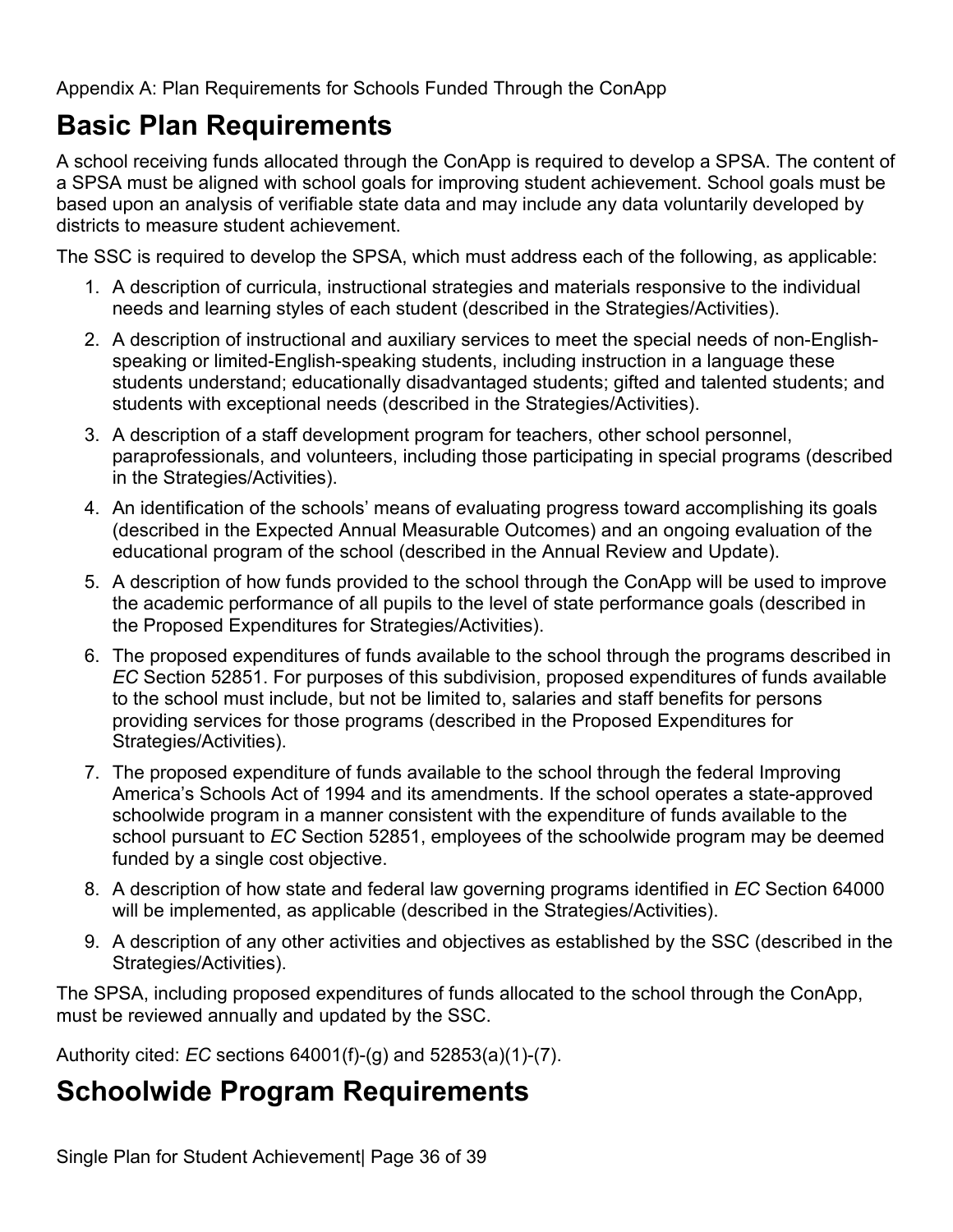Appendix A: Plan Requirements for Schools Funded Through the ConApp

# Basic Plan Requirements

A school receiving funds allocated through the ConApp is required to develop a SPSA. The content of a SPSA must be aligned with school goals for improving student achievement. School goals must be based upon an analysis of verifiable state data and may include any data voluntarily developed by districts to measure student achievement.

The SSC is required to develop the SPSA, which must address each of the following, as applicable:

1. A description of curricula, instructional strategies and materials responsive to the individual needs and learning styles of each student (described in the Strategies/Activities).
2. A description of instructional and auxiliary services to meet the special needs of non-English-speaking or limited-English-speaking students, including instruction in a language these students understand; educationally disadvantaged students; gifted and talented students; and students with exceptional needs (described in the Strategies/Activities).
3. A description of a staff development program for teachers, other school personnel, paraprofessionals, and volunteers, including those participating in special programs (described in the Strategies/Activities).
4. An identification of the schools' means of evaluating progress toward accomplishing its goals (described in the Expected Annual Measurable Outcomes) and an ongoing evaluation of the educational program of the school (described in the Annual Review and Update).
5. A description of how funds provided to the school through the ConApp will be used to improve the academic performance of all pupils to the level of state performance goals (described in the Proposed Expenditures for Strategies/Activities).
6. The proposed expenditures of funds available to the school through the programs described in *EC* Section 52851. For purposes of this subdivision, proposed expenditures of funds available to the school must include, but not be limited to, salaries and staff benefits for persons providing services for those programs (described in the Proposed Expenditures for Strategies/Activities).
7. The proposed expenditure of funds available to the school through the federal Improving America's Schools Act of 1994 and its amendments. If the school operates a state-approved schoolwide program in a manner consistent with the expenditure of funds available to the school pursuant to *EC* Section 52851, employees of the schoolwide program may be deemed funded by a single cost objective.
8. A description of how state and federal law governing programs identified in *EC* Section 64000 will be implemented, as applicable (described in the Strategies/Activities).
9. A description of any other activities and objectives as established by the SSC (described in the Strategies/Activities).

The SPSA, including proposed expenditures of funds allocated to the school through the ConApp, must be reviewed annually and updated by the SSC.

Authority cited: *EC* sections 64001(f)-(g) and 52853(a)(1)-(7).

# Schoolwide Program Requirements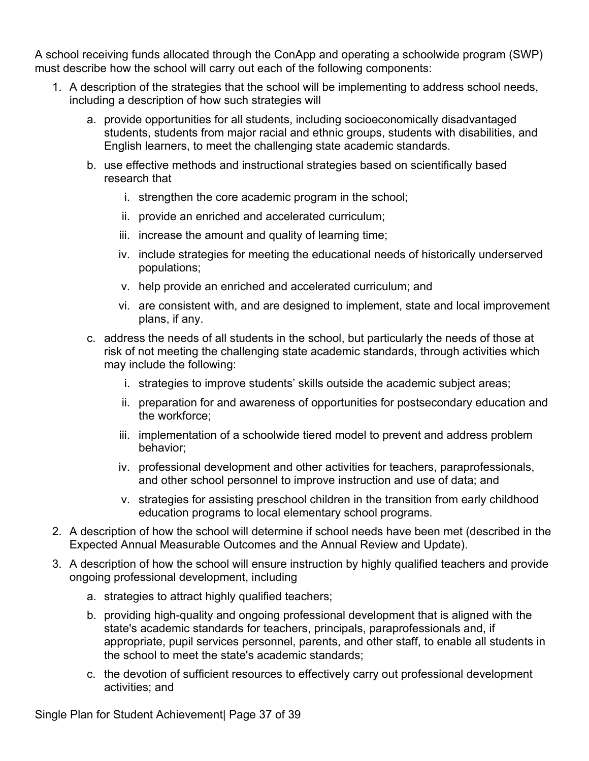A school receiving funds allocated through the ConApp and operating a schoolwide program (SWP) must describe how the school will carry out each of the following components:

1. A description of the strategies that the school will be implementing to address school needs, including a description of how such strategies will
    a. provide opportunities for all students, including socioeconomically disadvantaged students, students from major racial and ethnic groups, students with disabilities, and English learners, to meet the challenging state academic standards.
    b. use effective methods and instructional strategies based on scientifically based research that
        i. strengthen the core academic program in the school;
        ii. provide an enriched and accelerated curriculum;
        iii. increase the amount and quality of learning time;
        iv. include strategies for meeting the educational needs of historically underserved populations;
        v. help provide an enriched and accelerated curriculum; and
        vi. are consistent with, and are designed to implement, state and local improvement plans, if any.
    c. address the needs of all students in the school, but particularly the needs of those at risk of not meeting the challenging state academic standards, through activities which may include the following:
        i. strategies to improve students' skills outside the academic subject areas;
        ii. preparation for and awareness of opportunities for postsecondary education and the workforce;
        iii. implementation of a schoolwide tiered model to prevent and address problem behavior;
        iv. professional development and other activities for teachers, paraprofessionals, and other school personnel to improve instruction and use of data; and
        v. strategies for assisting preschool children in the transition from early childhood education programs to local elementary school programs.
2. A description of how the school will determine if school needs have been met (described in the Expected Annual Measurable Outcomes and the Annual Review and Update).
3. A description of how the school will ensure instruction by highly qualified teachers and provide ongoing professional development, including
    a. strategies to attract highly qualified teachers;
    b. providing high-quality and ongoing professional development that is aligned with the state's academic standards for teachers, principals, paraprofessionals and, if appropriate, pupil services personnel, parents, and other staff, to enable all students in the school to meet the state's academic standards;
    c. the devotion of sufficient resources to effectively carry out professional development activities; and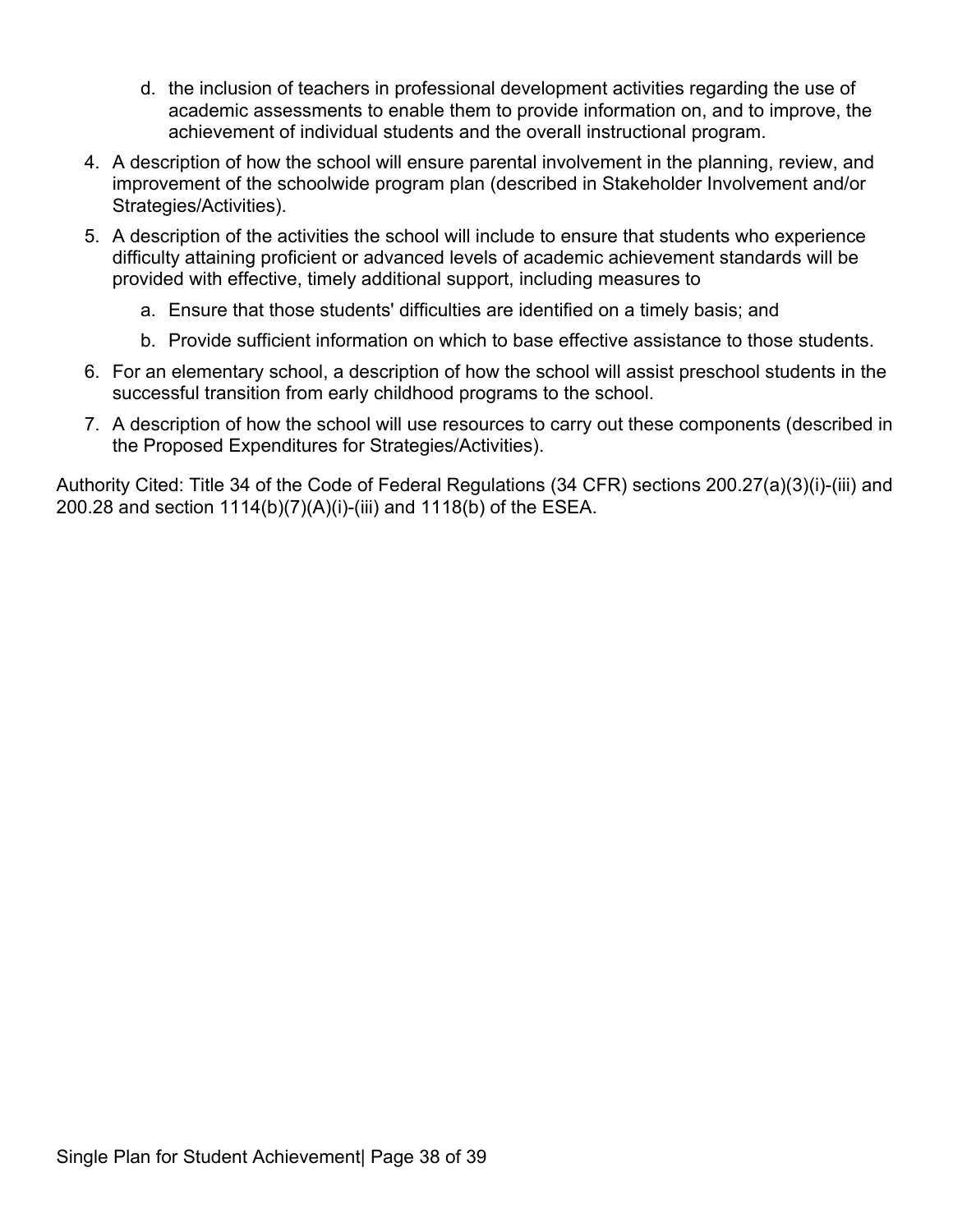d. the inclusion of teachers in professional development activities regarding the use of academic assessments to enable them to provide information on, and to improve, the achievement of individual students and the overall instructional program.

4. A description of how the school will ensure parental involvement in the planning, review, and improvement of the schoolwide program plan (described in Stakeholder Involvement and/or Strategies/Activities).
5. A description of the activities the school will include to ensure that students who experience difficulty attaining proficient or advanced levels of academic achievement standards will be provided with effective, timely additional support, including measures to
   a. Ensure that those students' difficulties are identified on a timely basis; and
   b. Provide sufficient information on which to base effective assistance to those students.
6. For an elementary school, a description of how the school will assist preschool students in the successful transition from early childhood programs to the school.
7. A description of how the school will use resources to carry out these components (described in the Proposed Expenditures for Strategies/Activities).

Authority Cited: Title 34 of the Code of Federal Regulations (34 CFR) sections 200.27(a)(3)(i)-(iii) and 200.28 and section 1114(b)(7)(A)(i)-(iii) and 1118(b) of the ESEA.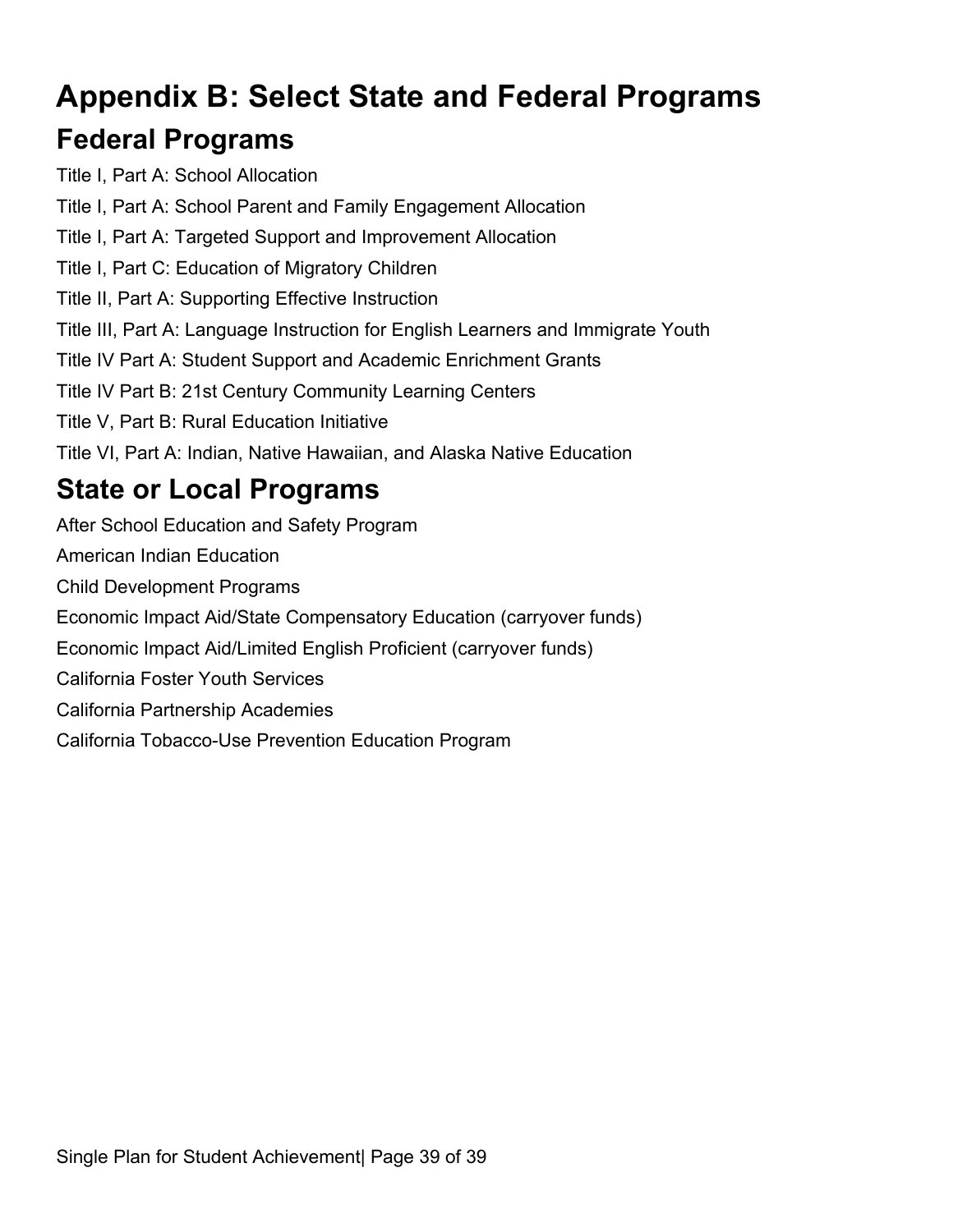# Appendix B: Select State and Federal Programs

## Federal Programs

Title I, Part A: School Allocation

Title I, Part A: School Parent and Family Engagement Allocation

Title I, Part A: Targeted Support and Improvement Allocation

Title I, Part C: Education of Migratory Children

Title II, Part A: Supporting Effective Instruction

Title III, Part A: Language Instruction for English Learners and Immigrate Youth

Title IV Part A: Student Support and Academic Enrichment Grants

Title IV Part B: 21st Century Community Learning Centers

Title V, Part B: Rural Education Initiative

Title VI, Part A: Indian, Native Hawaiian, and Alaska Native Education

## State or Local Programs

After School Education and Safety Program

American Indian Education

Child Development Programs

Economic Impact Aid/State Compensatory Education (carryover funds)

Economic Impact Aid/Limited English Proficient (carryover funds)

California Foster Youth Services

California Partnership Academies

California Tobacco-Use Prevention Education Program